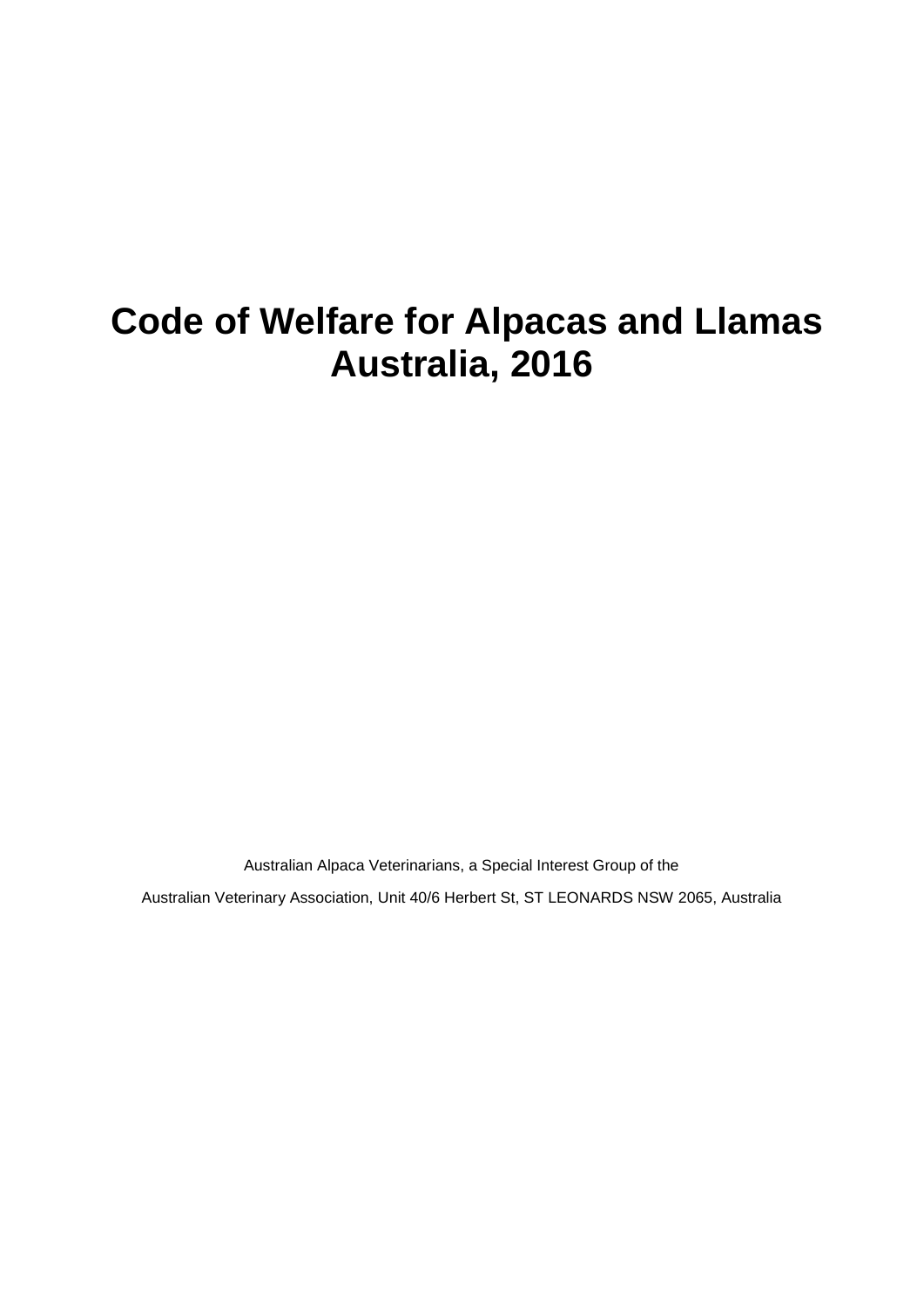# Code of Welfare for Alpacas and Llamas Australia, 2016

Australian Alpaca Veterinarians, a Special Interest Group of the

Australian Veterinary Association, Unit 40/6 Herbert St, ST LEONARDS NSW 2065, Australia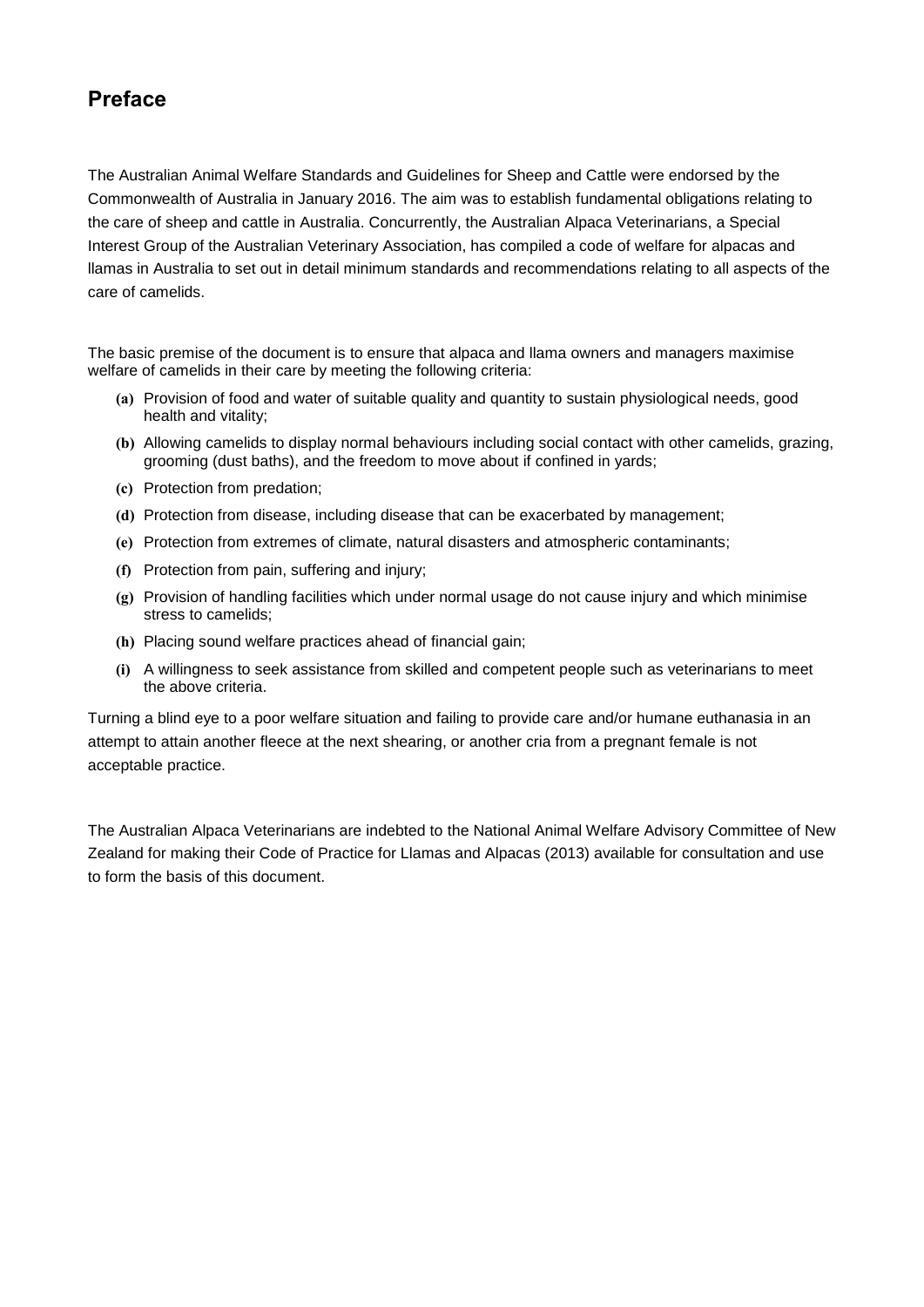## Preface

The Australian Animal Welfare Standards and Guidelines for Sheep and Cattle were endorsed by the Commonwealth of Australia in January 2016. The aim was to establish fundamental obligations relating to the care of sheep and cattle in Australia. Concurrently, the Australian Alpaca Veterinarians, a Special Interest Group of the Australian Veterinary Association, has compiled a code of welfare for alpacas and llamas in Australia to set out in detail minimum standards and recommendations relating to all aspects of the care of camelids.

The basic premise of the document is to ensure that alpaca and llama owners and managers maximise welfare of camelids in their care by meeting the following criteria:

- **(a)** Provision of food and water of suitable quality and quantity to sustain physiological needs, good health and vitality;
- **(b)** Allowing camelids to display normal behaviours including social contact with other camelids, grazing, grooming (dust baths), and the freedom to move about if confined in yards;
- **(c)** Protection from predation;
- **(d)** Protection from disease, including disease that can be exacerbated by management;
- **(e)** Protection from extremes of climate, natural disasters and atmospheric contaminants;
- **(f)** Protection from pain, suffering and injury;
- **(g)** Provision of handling facilities which under normal usage do not cause injury and which minimise stress to camelids;
- **(h)** Placing sound welfare practices ahead of financial gain;
- **(i)** A willingness to seek assistance from skilled and competent people such as veterinarians to meet the above criteria.

Turning a blind eye to a poor welfare situation and failing to provide care and/or humane euthanasia in an attempt to attain another fleece at the next shearing, or another cria from a pregnant female is not acceptable practice.

The Australian Alpaca Veterinarians are indebted to the National Animal Welfare Advisory Committee of New Zealand for making their Code of Practice for Llamas and Alpacas (2013) available for consultation and use to form the basis of this document.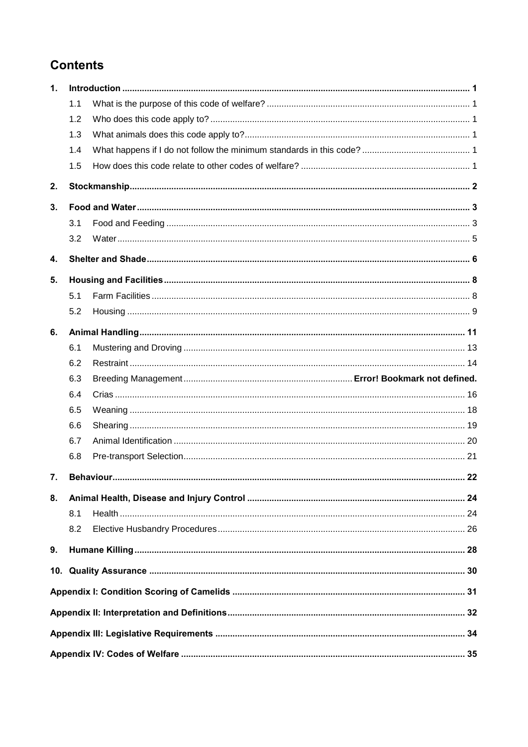## Contents

1. **Introduction** 1
   - 1.1 What is the purpose of this code of welfare? 1
   - 1.2 Who does this code apply to? 1
   - 1.3 What animals does this code apply to? 1
   - 1.4 What happens if I do not follow the minimum standards in this code? 1
   - 1.5 How does this code relate to other codes of welfare? 1
2. **Stockmanship** 2
3. **Food and Water** 3
   - 3.1 Food and Feeding 3
   - 3.2 Water 5
4. **Shelter and Shade** 6
5. **Housing and Facilities** 8
   - 5.1 Farm Facilities 8
   - 5.2 Housing 9
6. **Animal Handling** 11
   - 6.1 Mustering and Droving 13
   - 6.2 Restraint 14
   - 6.3 Breeding Management **Error! Bookmark not defined.**
   - 6.4 Crias 16
   - 6.5 Weaning 18
   - 6.6 Shearing 19
   - 6.7 Animal Identification 20
   - 6.8 Pre-transport Selection 21
7. **Behaviour** 22
8. **Animal Health, Disease and Injury Control** 24
   - 8.1 Health 24
   - 8.2 Elective Husbandry Procedures 26
9. **Humane Killing** 28
10. **Quality Assurance** 30

**Appendix I: Condition Scoring of Camelids** 31

**Appendix II: Interpretation and Definitions** 32

**Appendix III: Legislative Requirements** 34

**Appendix IV: Codes of Welfare** 35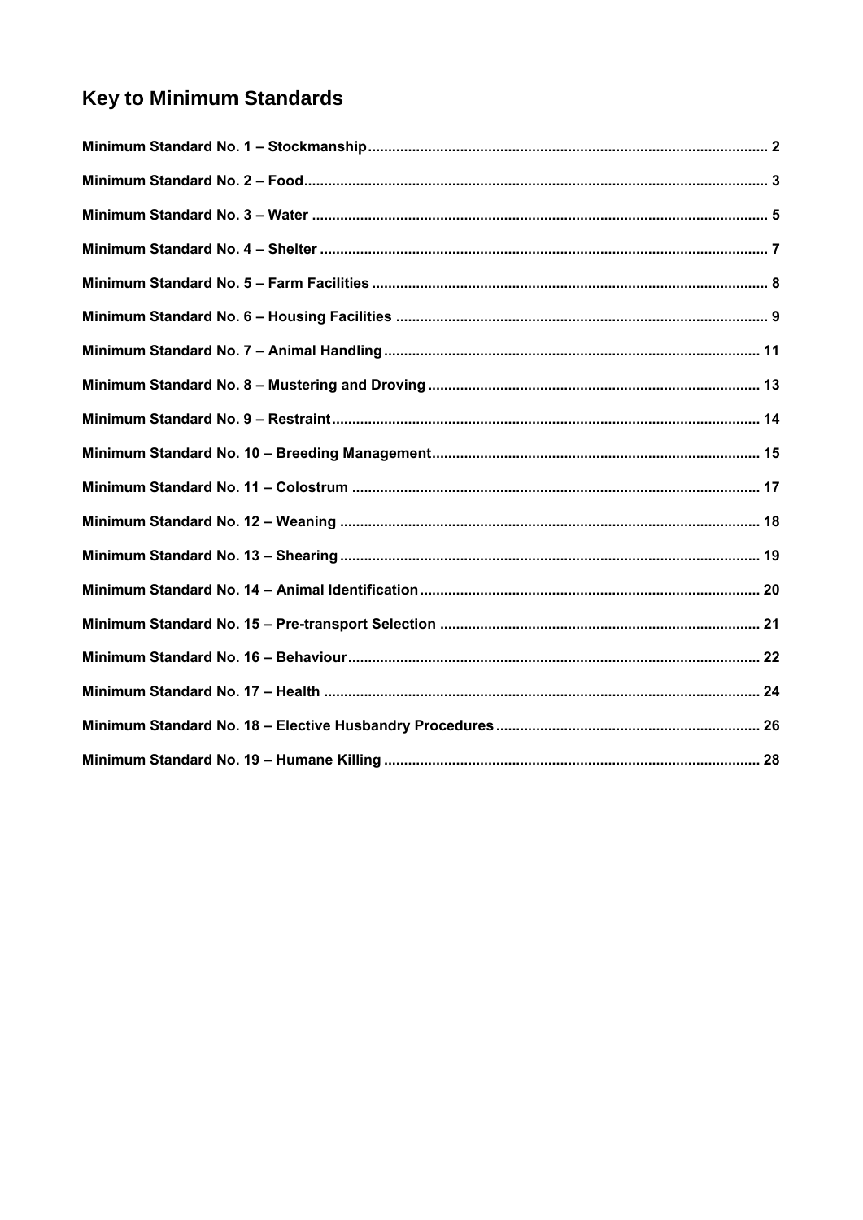# Key to Minimum Standards

**Minimum Standard No. 1 – Stockmanship** .... 2

**Minimum Standard No. 2 – Food** .... 3

**Minimum Standard No. 3 – Water** .... 5

**Minimum Standard No. 4 – Shelter** .... 7

**Minimum Standard No. 5 – Farm Facilities** .... 8

**Minimum Standard No. 6 – Housing Facilities** .... 9

**Minimum Standard No. 7 – Animal Handling** .... 11

**Minimum Standard No. 8 – Mustering and Droving** .... 13

**Minimum Standard No. 9 – Restraint** .... 14

**Minimum Standard No. 10 – Breeding Management** .... 15

**Minimum Standard No. 11 – Colostrum** .... 17

**Minimum Standard No. 12 – Weaning** .... 18

**Minimum Standard No. 13 – Shearing** .... 19

**Minimum Standard No. 14 – Animal Identification** .... 20

**Minimum Standard No. 15 – Pre-transport Selection** .... 21

**Minimum Standard No. 16 – Behaviour** .... 22

**Minimum Standard No. 17 – Health** .... 24

**Minimum Standard No. 18 – Elective Husbandry Procedures** .... 26

**Minimum Standard No. 19 – Humane Killing** .... 28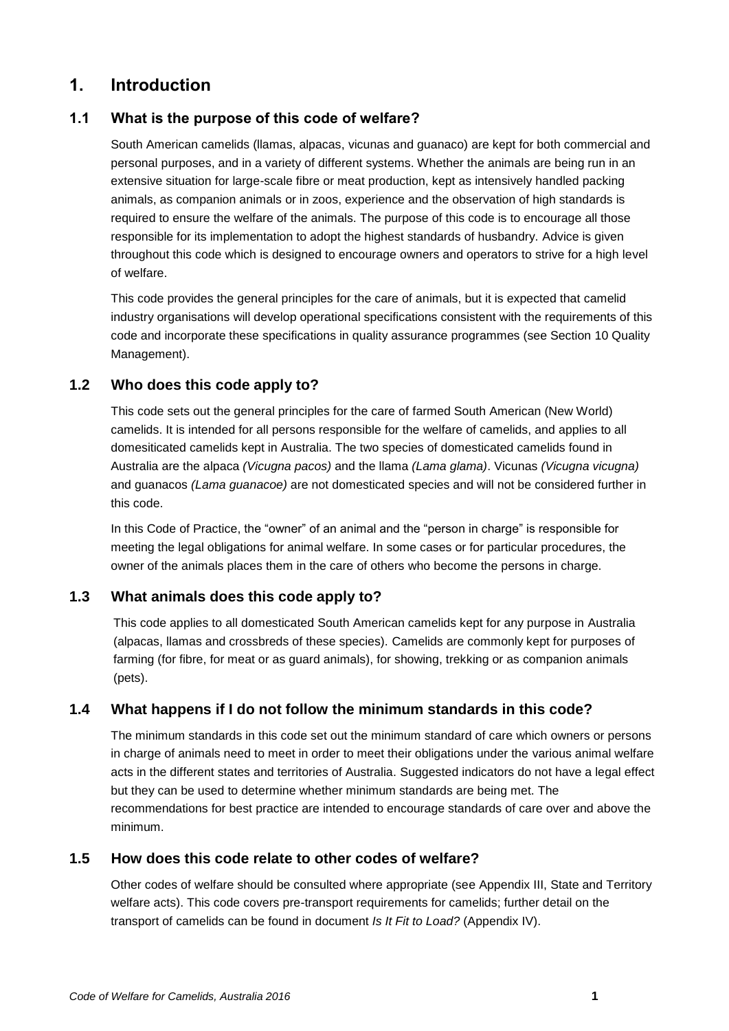# 1. Introduction

## 1.1 What is the purpose of this code of welfare?

South American camelids (llamas, alpacas, vicunas and guanaco) are kept for both commercial and personal purposes, and in a variety of different systems. Whether the animals are being run in an extensive situation for large-scale fibre or meat production, kept as intensively handled packing animals, as companion animals or in zoos, experience and the observation of high standards is required to ensure the welfare of the animals. The purpose of this code is to encourage all those responsible for its implementation to adopt the highest standards of husbandry. Advice is given throughout this code which is designed to encourage owners and operators to strive for a high level of welfare.

This code provides the general principles for the care of animals, but it is expected that camelid industry organisations will develop operational specifications consistent with the requirements of this code and incorporate these specifications in quality assurance programmes (see Section 10 Quality Management).

## 1.2 Who does this code apply to?

This code sets out the general principles for the care of farmed South American (New World) camelids. It is intended for all persons responsible for the welfare of camelids, and applies to all domesiticated camelids kept in Australia. The two species of domesticated camelids found in Australia are the alpaca *(Vicugna pacos)* and the llama *(Lama glama)*. Vicunas *(Vicugna vicugna)* and guanacos *(Lama guanacoe)* are not domesticated species and will not be considered further in this code.

In this Code of Practice, the "owner" of an animal and the "person in charge" is responsible for meeting the legal obligations for animal welfare. In some cases or for particular procedures, the owner of the animals places them in the care of others who become the persons in charge.

## 1.3 What animals does this code apply to?

This code applies to all domesticated South American camelids kept for any purpose in Australia (alpacas, llamas and crossbreds of these species). Camelids are commonly kept for purposes of farming (for fibre, for meat or as guard animals), for showing, trekking or as companion animals (pets).

## 1.4 What happens if I do not follow the minimum standards in this code?

The minimum standards in this code set out the minimum standard of care which owners or persons in charge of animals need to meet in order to meet their obligations under the various animal welfare acts in the different states and territories of Australia. Suggested indicators do not have a legal effect but they can be used to determine whether minimum standards are being met. The recommendations for best practice are intended to encourage standards of care over and above the minimum.

## 1.5 How does this code relate to other codes of welfare?

Other codes of welfare should be consulted where appropriate (see Appendix III, State and Territory welfare acts). This code covers pre-transport requirements for camelids; further detail on the transport of camelids can be found in document *Is It Fit to Load?* (Appendix IV).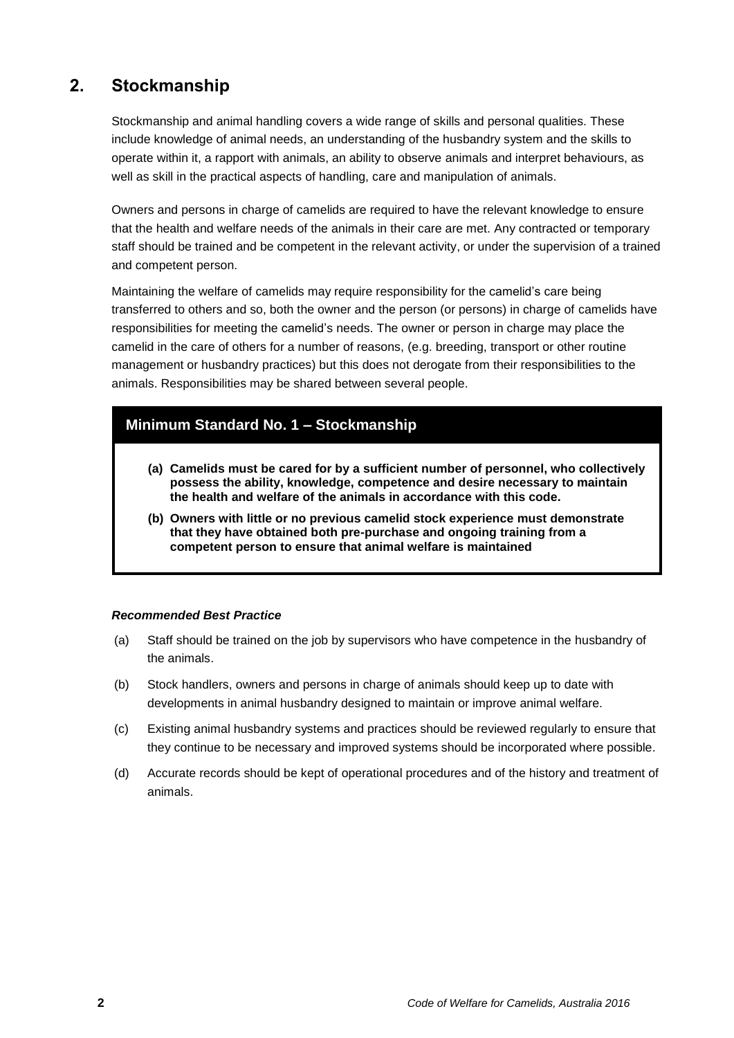## 2. Stockmanship

Stockmanship and animal handling covers a wide range of skills and personal qualities. These include knowledge of animal needs, an understanding of the husbandry system and the skills to operate within it, a rapport with animals, an ability to observe animals and interpret behaviours, as well as skill in the practical aspects of handling, care and manipulation of animals.

Owners and persons in charge of camelids are required to have the relevant knowledge to ensure that the health and welfare needs of the animals in their care are met. Any contracted or temporary staff should be trained and be competent in the relevant activity, or under the supervision of a trained and competent person.

Maintaining the welfare of camelids may require responsibility for the camelid's care being transferred to others and so, both the owner and the person (or persons) in charge of camelids have responsibilities for meeting the camelid's needs. The owner or person in charge may place the camelid in the care of others for a number of reasons, (e.g. breeding, transport or other routine management or husbandry practices) but this does not derogate from their responsibilities to the animals. Responsibilities may be shared between several people.

### Minimum Standard No. 1 – Stockmanship

**(a) Camelids must be cared for by a sufficient number of personnel, who collectively possess the ability, knowledge, competence and desire necessary to maintain the health and welfare of the animals in accordance with this code.**

**(b) Owners with little or no previous camelid stock experience must demonstrate that they have obtained both pre-purchase and ongoing training from a competent person to ensure that animal welfare is maintained**

***Recommended Best Practice***

(a) Staff should be trained on the job by supervisors who have competence in the husbandry of the animals.

(b) Stock handlers, owners and persons in charge of animals should keep up to date with developments in animal husbandry designed to maintain or improve animal welfare.

(c) Existing animal husbandry systems and practices should be reviewed regularly to ensure that they continue to be necessary and improved systems should be incorporated where possible.

(d) Accurate records should be kept of operational procedures and of the history and treatment of animals.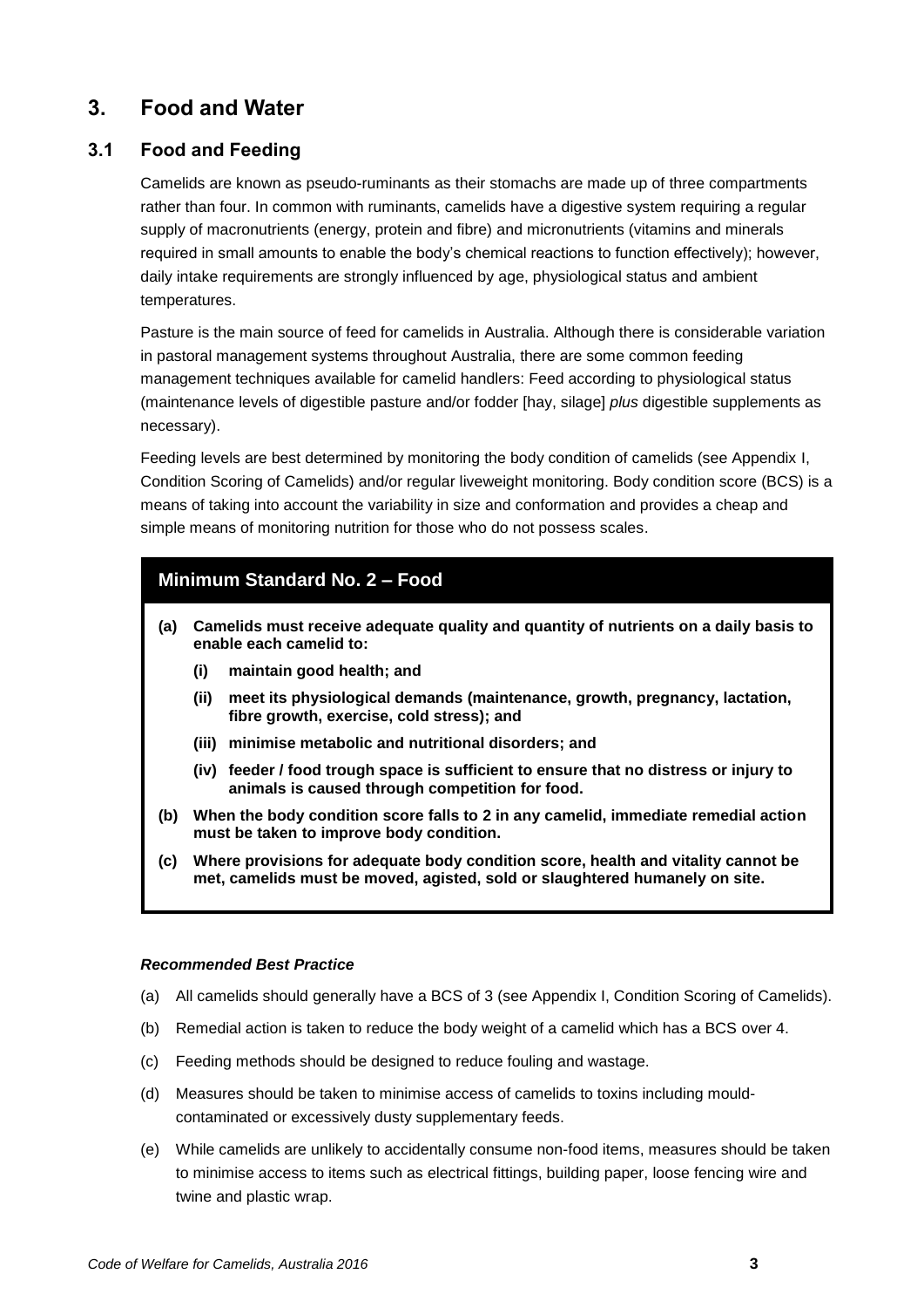## 3. Food and Water

### 3.1 Food and Feeding

Camelids are known as pseudo-ruminants as their stomachs are made up of three compartments rather than four. In common with ruminants, camelids have a digestive system requiring a regular supply of macronutrients (energy, protein and fibre) and micronutrients (vitamins and minerals required in small amounts to enable the body's chemical reactions to function effectively); however, daily intake requirements are strongly influenced by age, physiological status and ambient temperatures.

Pasture is the main source of feed for camelids in Australia. Although there is considerable variation in pastoral management systems throughout Australia, there are some common feeding management techniques available for camelid handlers: Feed according to physiological status (maintenance levels of digestible pasture and/or fodder [hay, silage] *plus* digestible supplements as necessary).

Feeding levels are best determined by monitoring the body condition of camelids (see Appendix I, Condition Scoring of Camelids) and/or regular liveweight monitoring. Body condition score (BCS) is a means of taking into account the variability in size and conformation and provides a cheap and simple means of monitoring nutrition for those who do not possess scales.

**Minimum Standard No. 2 – Food**

**(a) Camelids must receive adequate quality and quantity of nutrients on a daily basis to enable each camelid to:**

- **(i) maintain good health; and**
- **(ii) meet its physiological demands (maintenance, growth, pregnancy, lactation, fibre growth, exercise, cold stress); and**
- **(iii) minimise metabolic and nutritional disorders; and**
- **(iv) feeder / food trough space is sufficient to ensure that no distress or injury to animals is caused through competition for food.**

**(b) When the body condition score falls to 2 in any camelid, immediate remedial action must be taken to improve body condition.**

**(c) Where provisions for adequate body condition score, health and vitality cannot be met, camelids must be moved, agisted, sold or slaughtered humanely on site.**

***Recommended Best Practice***

(a) All camelids should generally have a BCS of 3 (see Appendix I, Condition Scoring of Camelids).

(b) Remedial action is taken to reduce the body weight of a camelid which has a BCS over 4.

(c) Feeding methods should be designed to reduce fouling and wastage.

(d) Measures should be taken to minimise access of camelids to toxins including mould-contaminated or excessively dusty supplementary feeds.

(e) While camelids are unlikely to accidentally consume non-food items, measures should be taken to minimise access to items such as electrical fittings, building paper, loose fencing wire and twine and plastic wrap.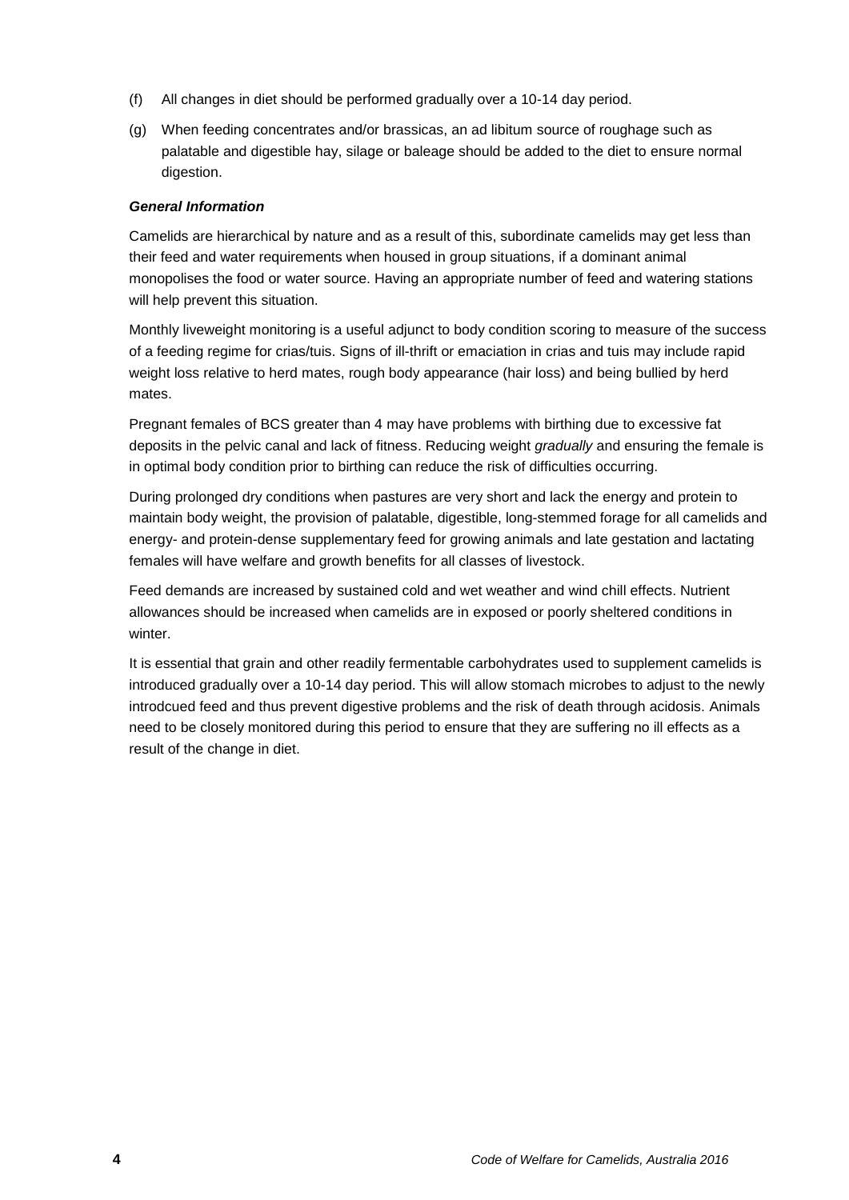(f) All changes in diet should be performed gradually over a 10-14 day period.

(g) When feeding concentrates and/or brassicas, an ad libitum source of roughage such as palatable and digestible hay, silage or baleage should be added to the diet to ensure normal digestion.

***General Information***

Camelids are hierarchical by nature and as a result of this, subordinate camelids may get less than their feed and water requirements when housed in group situations, if a dominant animal monopolises the food or water source. Having an appropriate number of feed and watering stations will help prevent this situation.

Monthly liveweight monitoring is a useful adjunct to body condition scoring to measure of the success of a feeding regime for crias/tuis. Signs of ill-thrift or emaciation in crias and tuis may include rapid weight loss relative to herd mates, rough body appearance (hair loss) and being bullied by herd mates.

Pregnant females of BCS greater than 4 may have problems with birthing due to excessive fat deposits in the pelvic canal and lack of fitness. Reducing weight *gradually* and ensuring the female is in optimal body condition prior to birthing can reduce the risk of difficulties occurring.

During prolonged dry conditions when pastures are very short and lack the energy and protein to maintain body weight, the provision of palatable, digestible, long-stemmed forage for all camelids and energy- and protein-dense supplementary feed for growing animals and late gestation and lactating females will have welfare and growth benefits for all classes of livestock.

Feed demands are increased by sustained cold and wet weather and wind chill effects. Nutrient allowances should be increased when camelids are in exposed or poorly sheltered conditions in winter.

It is essential that grain and other readily fermentable carbohydrates used to supplement camelids is introduced gradually over a 10-14 day period. This will allow stomach microbes to adjust to the newly introdcued feed and thus prevent digestive problems and the risk of death through acidosis. Animals need to be closely monitored during this period to ensure that they are suffering no ill effects as a result of the change in diet.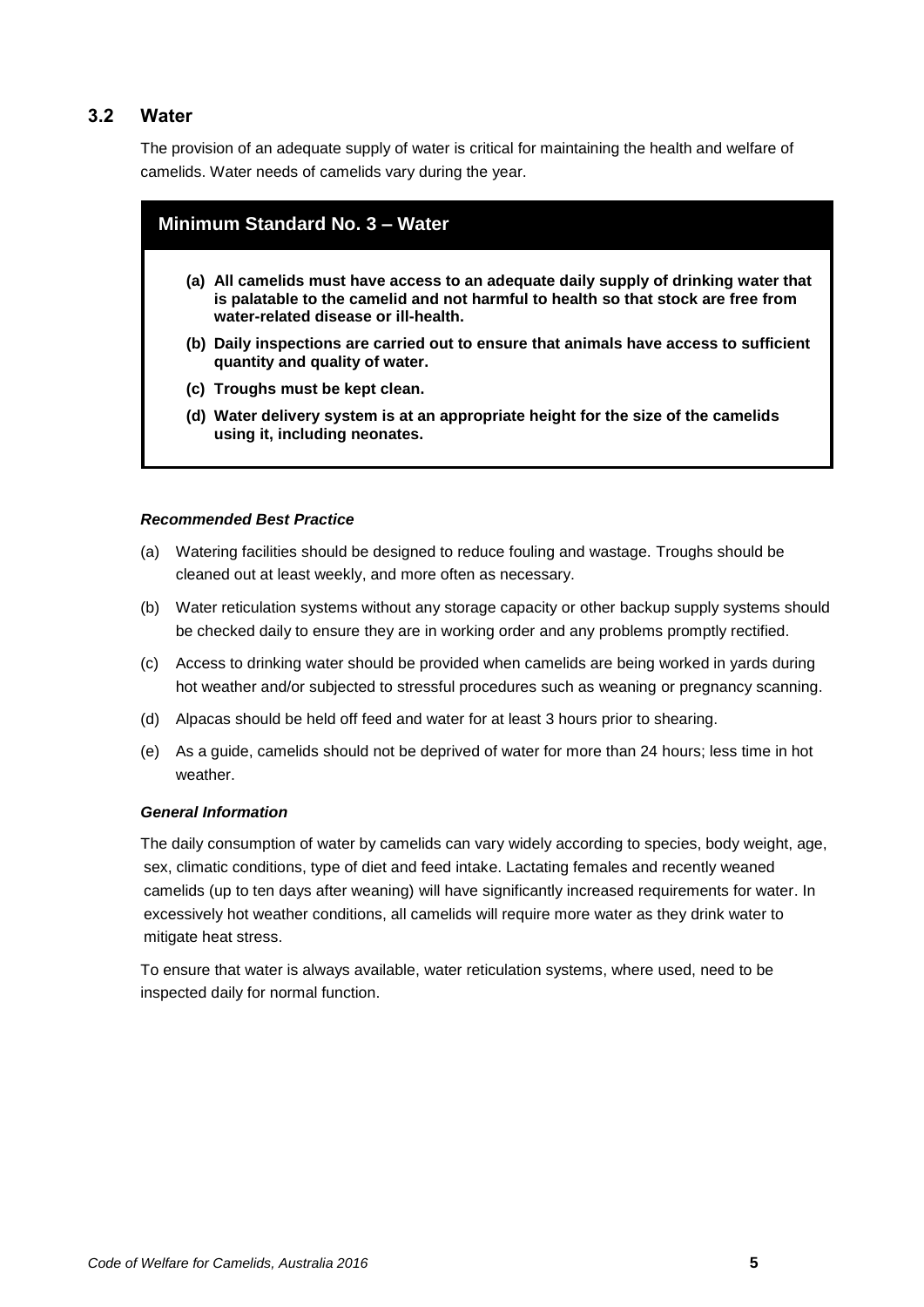## 3.2 Water

The provision of an adequate supply of water is critical for maintaining the health and welfare of camelids. Water needs of camelids vary during the year.

### Minimum Standard No. 3 – Water

**(a) All camelids must have access to an adequate daily supply of drinking water that is palatable to the camelid and not harmful to health so that stock are free from water-related disease or ill-health.**

**(b) Daily inspections are carried out to ensure that animals have access to sufficient quantity and quality of water.**

**(c) Troughs must be kept clean.**

**(d) Water delivery system is at an appropriate height for the size of the camelids using it, including neonates.**

***Recommended Best Practice***

(a) Watering facilities should be designed to reduce fouling and wastage. Troughs should be cleaned out at least weekly, and more often as necessary.

(b) Water reticulation systems without any storage capacity or other backup supply systems should be checked daily to ensure they are in working order and any problems promptly rectified.

(c) Access to drinking water should be provided when camelids are being worked in yards during hot weather and/or subjected to stressful procedures such as weaning or pregnancy scanning.

(d) Alpacas should be held off feed and water for at least 3 hours prior to shearing.

(e) As a guide, camelids should not be deprived of water for more than 24 hours; less time in hot weather.

***General Information***

The daily consumption of water by camelids can vary widely according to species, body weight, age, sex, climatic conditions, type of diet and feed intake. Lactating females and recently weaned camelids (up to ten days after weaning) will have significantly increased requirements for water. In excessively hot weather conditions, all camelids will require more water as they drink water to mitigate heat stress.

To ensure that water is always available, water reticulation systems, where used, need to be inspected daily for normal function.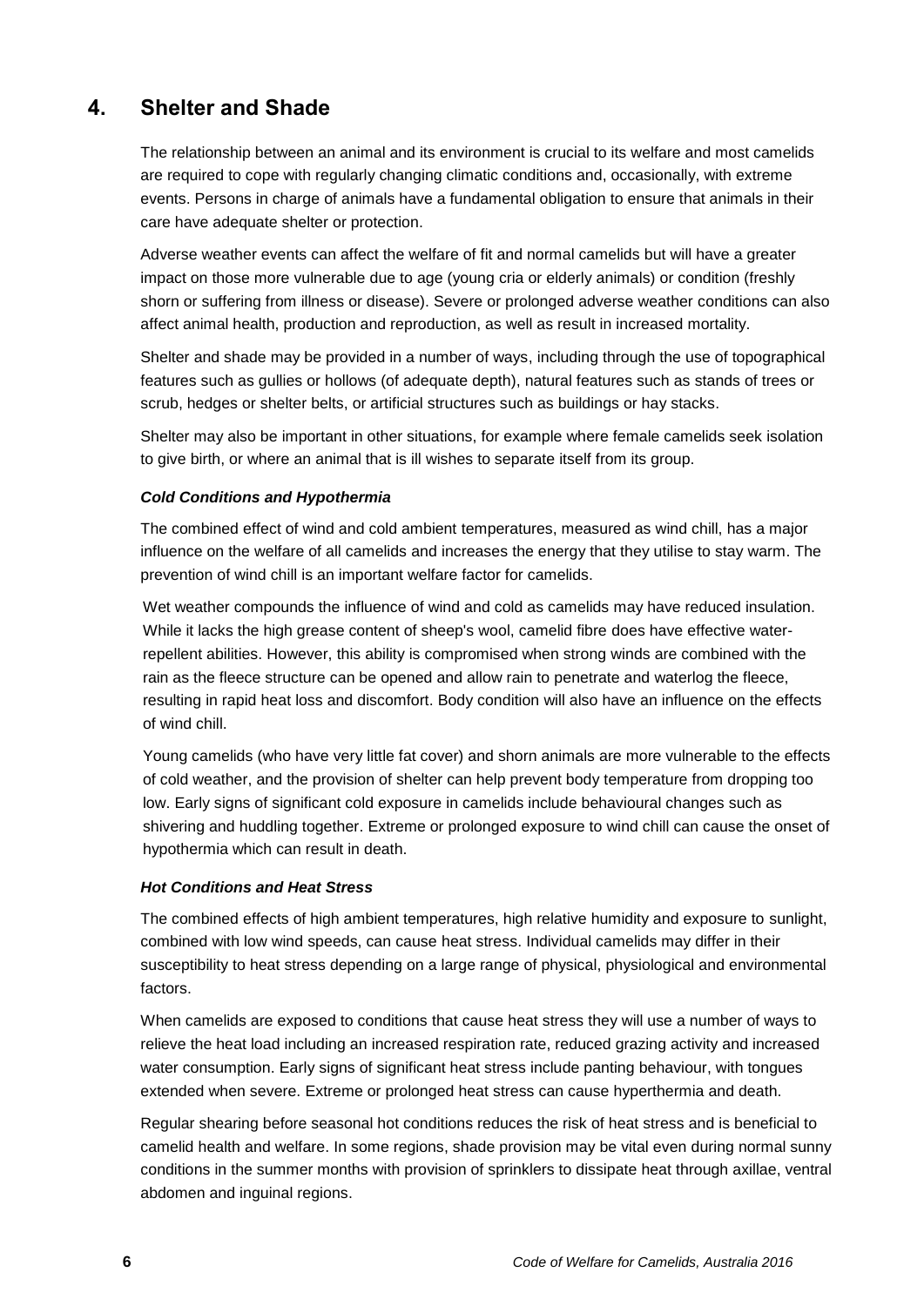## 4. Shelter and Shade

The relationship between an animal and its environment is crucial to its welfare and most camelids are required to cope with regularly changing climatic conditions and, occasionally, with extreme events. Persons in charge of animals have a fundamental obligation to ensure that animals in their care have adequate shelter or protection.

Adverse weather events can affect the welfare of fit and normal camelids but will have a greater impact on those more vulnerable due to age (young cria or elderly animals) or condition (freshly shorn or suffering from illness or disease). Severe or prolonged adverse weather conditions can also affect animal health, production and reproduction, as well as result in increased mortality.

Shelter and shade may be provided in a number of ways, including through the use of topographical features such as gullies or hollows (of adequate depth), natural features such as stands of trees or scrub, hedges or shelter belts, or artificial structures such as buildings or hay stacks.

Shelter may also be important in other situations, for example where female camelids seek isolation to give birth, or where an animal that is ill wishes to separate itself from its group.

### *Cold Conditions and Hypothermia*

The combined effect of wind and cold ambient temperatures, measured as wind chill, has a major influence on the welfare of all camelids and increases the energy that they utilise to stay warm. The prevention of wind chill is an important welfare factor for camelids.

Wet weather compounds the influence of wind and cold as camelids may have reduced insulation. While it lacks the high grease content of sheep's wool, camelid fibre does have effective water-repellent abilities. However, this ability is compromised when strong winds are combined with the rain as the fleece structure can be opened and allow rain to penetrate and waterlog the fleece, resulting in rapid heat loss and discomfort. Body condition will also have an influence on the effects of wind chill.

Young camelids (who have very little fat cover) and shorn animals are more vulnerable to the effects of cold weather, and the provision of shelter can help prevent body temperature from dropping too low. Early signs of significant cold exposure in camelids include behavioural changes such as shivering and huddling together. Extreme or prolonged exposure to wind chill can cause the onset of hypothermia which can result in death.

### *Hot Conditions and Heat Stress*

The combined effects of high ambient temperatures, high relative humidity and exposure to sunlight, combined with low wind speeds, can cause heat stress. Individual camelids may differ in their susceptibility to heat stress depending on a large range of physical, physiological and environmental factors.

When camelids are exposed to conditions that cause heat stress they will use a number of ways to relieve the heat load including an increased respiration rate, reduced grazing activity and increased water consumption. Early signs of significant heat stress include panting behaviour, with tongues extended when severe. Extreme or prolonged heat stress can cause hyperthermia and death.

Regular shearing before seasonal hot conditions reduces the risk of heat stress and is beneficial to camelid health and welfare. In some regions, shade provision may be vital even during normal sunny conditions in the summer months with provision of sprinklers to dissipate heat through axillae, ventral abdomen and inguinal regions.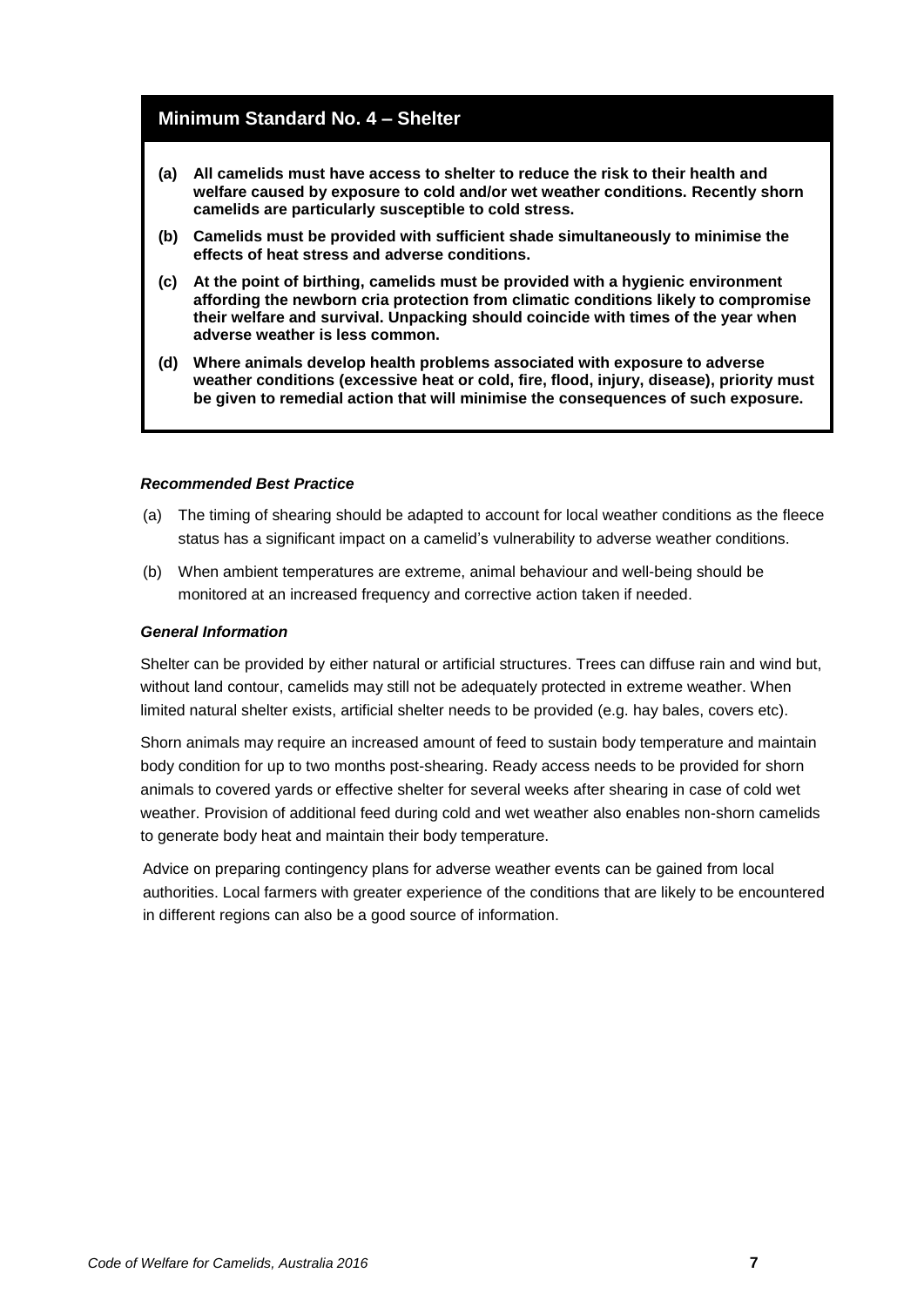## Minimum Standard No. 4 – Shelter

**(a) All camelids must have access to shelter to reduce the risk to their health and welfare caused by exposure to cold and/or wet weather conditions. Recently shorn camelids are particularly susceptible to cold stress.**

**(b) Camelids must be provided with sufficient shade simultaneously to minimise the effects of heat stress and adverse conditions.**

**(c) At the point of birthing, camelids must be provided with a hygienic environment affording the newborn cria protection from climatic conditions likely to compromise their welfare and survival. Unpacking should coincide with times of the year when adverse weather is less common.**

**(d) Where animals develop health problems associated with exposure to adverse weather conditions (excessive heat or cold, fire, flood, injury, disease), priority must be given to remedial action that will minimise the consequences of such exposure.**

### *Recommended Best Practice*

(a) The timing of shearing should be adapted to account for local weather conditions as the fleece status has a significant impact on a camelid's vulnerability to adverse weather conditions.

(b) When ambient temperatures are extreme, animal behaviour and well-being should be monitored at an increased frequency and corrective action taken if needed.

### *General Information*

Shelter can be provided by either natural or artificial structures. Trees can diffuse rain and wind but, without land contour, camelids may still not be adequately protected in extreme weather. When limited natural shelter exists, artificial shelter needs to be provided (e.g. hay bales, covers etc).

Shorn animals may require an increased amount of feed to sustain body temperature and maintain body condition for up to two months post-shearing. Ready access needs to be provided for shorn animals to covered yards or effective shelter for several weeks after shearing in case of cold wet weather. Provision of additional feed during cold and wet weather also enables non-shorn camelids to generate body heat and maintain their body temperature.

Advice on preparing contingency plans for adverse weather events can be gained from local authorities. Local farmers with greater experience of the conditions that are likely to be encountered in different regions can also be a good source of information.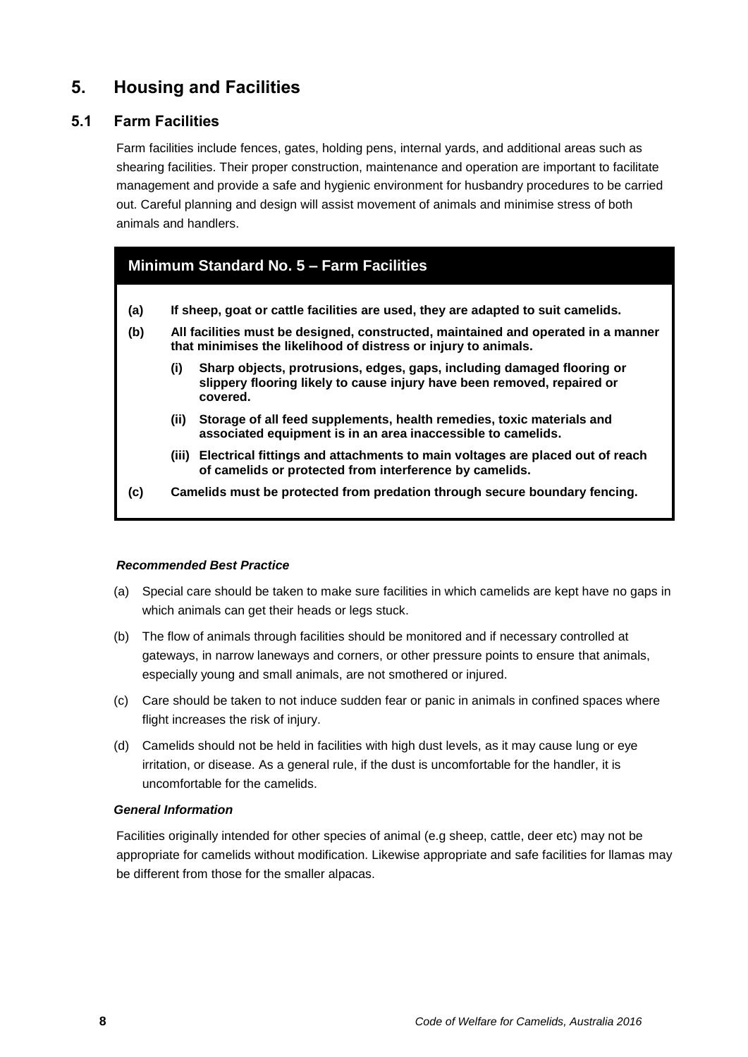# 5. Housing and Facilities

## 5.1 Farm Facilities

Farm facilities include fences, gates, holding pens, internal yards, and additional areas such as shearing facilities. Their proper construction, maintenance and operation are important to facilitate management and provide a safe and hygienic environment for husbandry procedures to be carried out. Careful planning and design will assist movement of animals and minimise stress of both animals and handlers.

### Minimum Standard No. 5 – Farm Facilities

**(a) If sheep, goat or cattle facilities are used, they are adapted to suit camelids.**

**(b) All facilities must be designed, constructed, maintained and operated in a manner that minimises the likelihood of distress or injury to animals.**

- **(i) Sharp objects, protrusions, edges, gaps, including damaged flooring or slippery flooring likely to cause injury have been removed, repaired or covered.**
- **(ii) Storage of all feed supplements, health remedies, toxic materials and associated equipment is in an area inaccessible to camelids.**
- **(iii) Electrical fittings and attachments to main voltages are placed out of reach of camelids or protected from interference by camelids.**

**(c) Camelids must be protected from predation through secure boundary fencing.**

***Recommended Best Practice***

(a) Special care should be taken to make sure facilities in which camelids are kept have no gaps in which animals can get their heads or legs stuck.

(b) The flow of animals through facilities should be monitored and if necessary controlled at gateways, in narrow laneways and corners, or other pressure points to ensure that animals, especially young and small animals, are not smothered or injured.

(c) Care should be taken to not induce sudden fear or panic in animals in confined spaces where flight increases the risk of injury.

(d) Camelids should not be held in facilities with high dust levels, as it may cause lung or eye irritation, or disease. As a general rule, if the dust is uncomfortable for the handler, it is uncomfortable for the camelids.

***General Information***

Facilities originally intended for other species of animal (e.g sheep, cattle, deer etc) may not be appropriate for camelids without modification. Likewise appropriate and safe facilities for llamas may be different from those for the smaller alpacas.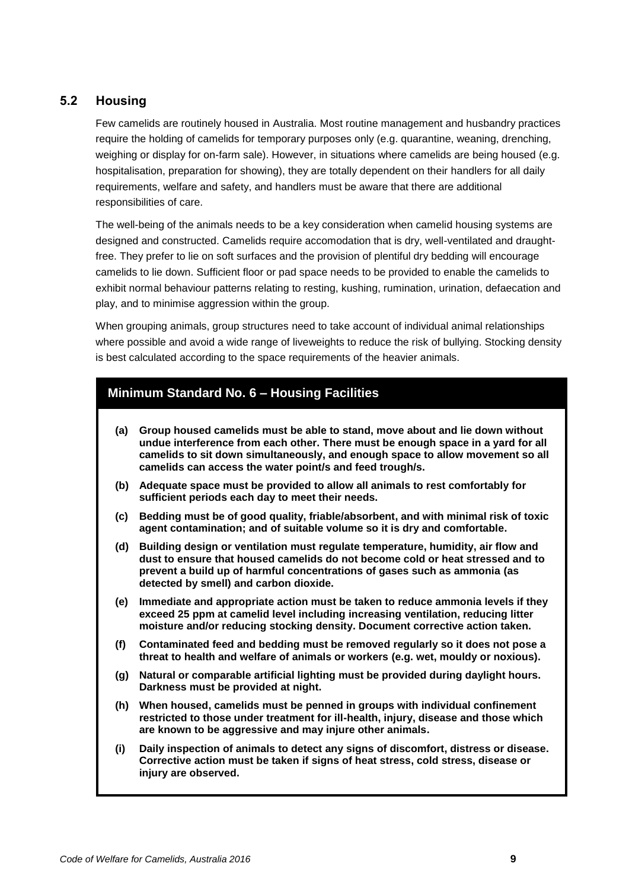## 5.2 Housing

Few camelids are routinely housed in Australia. Most routine management and husbandry practices require the holding of camelids for temporary purposes only (e.g. quarantine, weaning, drenching, weighing or display for on-farm sale). However, in situations where camelids are being housed (e.g. hospitalisation, preparation for showing), they are totally dependent on their handlers for all daily requirements, welfare and safety, and handlers must be aware that there are additional responsibilities of care.

The well-being of the animals needs to be a key consideration when camelid housing systems are designed and constructed. Camelids require accomodation that is dry, well-ventilated and draught-free. They prefer to lie on soft surfaces and the provision of plentiful dry bedding will encourage camelids to lie down. Sufficient floor or pad space needs to be provided to enable the camelids to exhibit normal behaviour patterns relating to resting, kushing, rumination, urination, defaecation and play, and to minimise aggression within the group.

When grouping animals, group structures need to take account of individual animal relationships where possible and avoid a wide range of liveweights to reduce the risk of bullying. Stocking density is best calculated according to the space requirements of the heavier animals.

### Minimum Standard No. 6 – Housing Facilities

**(a) Group housed camelids must be able to stand, move about and lie down without undue interference from each other. There must be enough space in a yard for all camelids to sit down simultaneously, and enough space to allow movement so all camelids can access the water point/s and feed trough/s.**

**(b) Adequate space must be provided to allow all animals to rest comfortably for sufficient periods each day to meet their needs.**

**(c) Bedding must be of good quality, friable/absorbent, and with minimal risk of toxic agent contamination; and of suitable volume so it is dry and comfortable.**

**(d) Building design or ventilation must regulate temperature, humidity, air flow and dust to ensure that housed camelids do not become cold or heat stressed and to prevent a build up of harmful concentrations of gases such as ammonia (as detected by smell) and carbon dioxide.**

**(e) Immediate and appropriate action must be taken to reduce ammonia levels if they exceed 25 ppm at camelid level including increasing ventilation, reducing litter moisture and/or reducing stocking density. Document corrective action taken.**

**(f) Contaminated feed and bedding must be removed regularly so it does not pose a threat to health and welfare of animals or workers (e.g. wet, mouldy or noxious).**

**(g) Natural or comparable artificial lighting must be provided during daylight hours. Darkness must be provided at night.**

**(h) When housed, camelids must be penned in groups with individual confinement restricted to those under treatment for ill-health, injury, disease and those which are known to be aggressive and may injure other animals.**

**(i) Daily inspection of animals to detect any signs of discomfort, distress or disease. Corrective action must be taken if signs of heat stress, cold stress, disease or injury are observed.**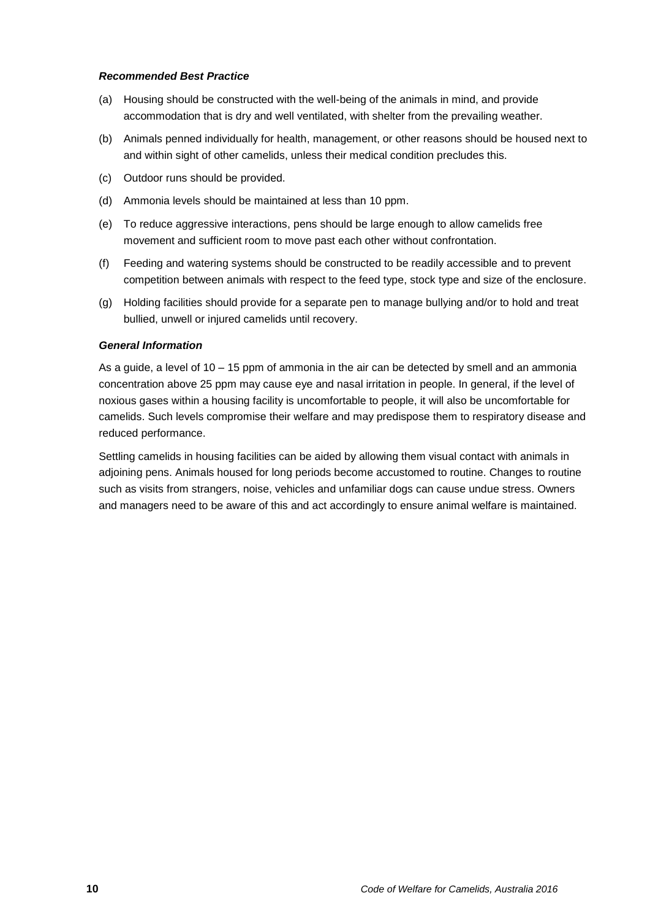***Recommended Best Practice***

(a) Housing should be constructed with the well-being of the animals in mind, and provide accommodation that is dry and well ventilated, with shelter from the prevailing weather.

(b) Animals penned individually for health, management, or other reasons should be housed next to and within sight of other camelids, unless their medical condition precludes this.

(c) Outdoor runs should be provided.

(d) Ammonia levels should be maintained at less than 10 ppm.

(e) To reduce aggressive interactions, pens should be large enough to allow camelids free movement and sufficient room to move past each other without confrontation.

(f) Feeding and watering systems should be constructed to be readily accessible and to prevent competition between animals with respect to the feed type, stock type and size of the enclosure.

(g) Holding facilities should provide for a separate pen to manage bullying and/or to hold and treat bullied, unwell or injured camelids until recovery.

***General Information***

As a guide, a level of 10 – 15 ppm of ammonia in the air can be detected by smell and an ammonia concentration above 25 ppm may cause eye and nasal irritation in people. In general, if the level of noxious gases within a housing facility is uncomfortable to people, it will also be uncomfortable for camelids. Such levels compromise their welfare and may predispose them to respiratory disease and reduced performance.

Settling camelids in housing facilities can be aided by allowing them visual contact with animals in adjoining pens. Animals housed for long periods become accustomed to routine. Changes to routine such as visits from strangers, noise, vehicles and unfamiliar dogs can cause undue stress. Owners and managers need to be aware of this and act accordingly to ensure animal welfare is maintained.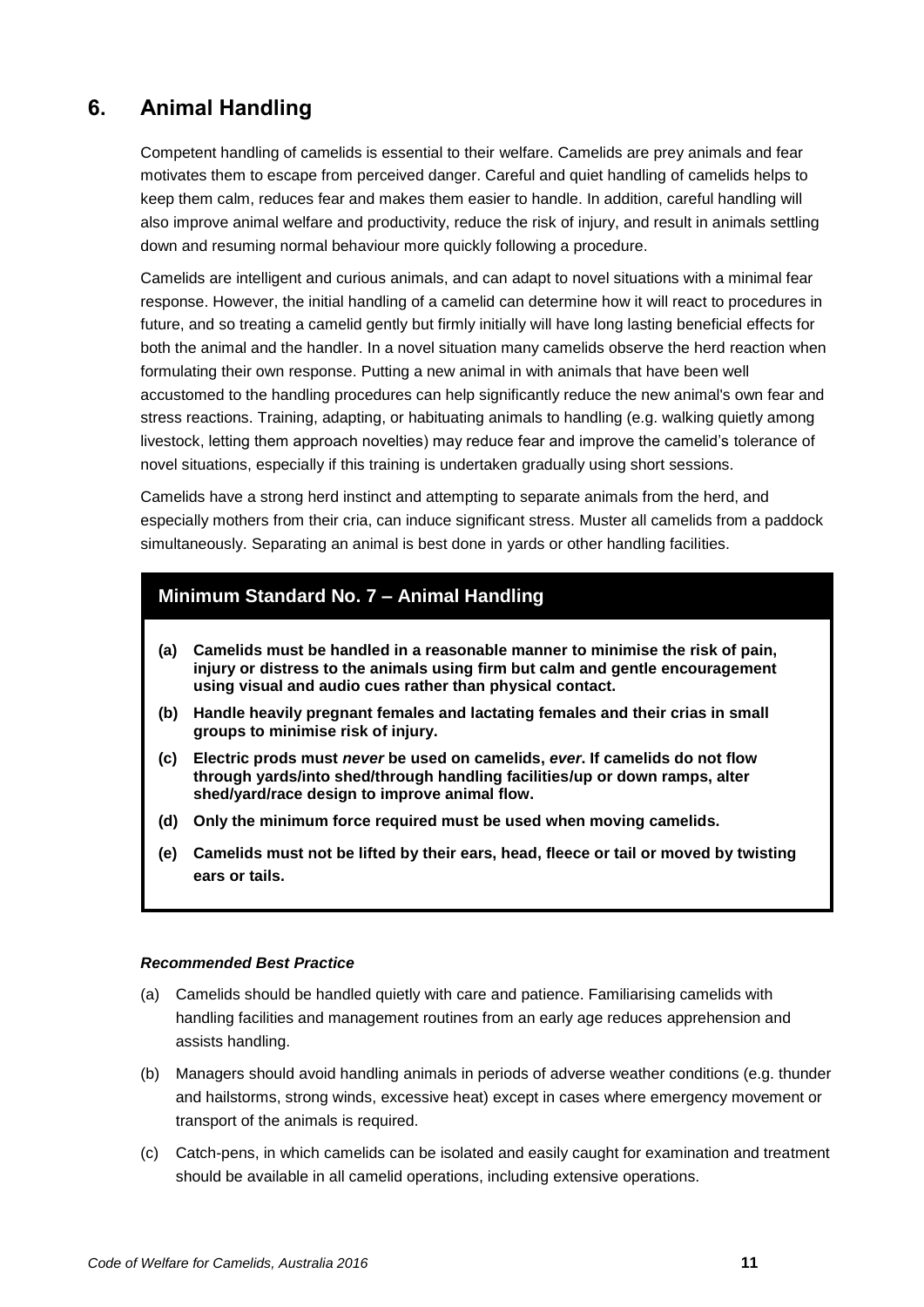## 6. Animal Handling

Competent handling of camelids is essential to their welfare. Camelids are prey animals and fear motivates them to escape from perceived danger. Careful and quiet handling of camelids helps to keep them calm, reduces fear and makes them easier to handle. In addition, careful handling will also improve animal welfare and productivity, reduce the risk of injury, and result in animals settling down and resuming normal behaviour more quickly following a procedure.

Camelids are intelligent and curious animals, and can adapt to novel situations with a minimal fear response. However, the initial handling of a camelid can determine how it will react to procedures in future, and so treating a camelid gently but firmly initially will have long lasting beneficial effects for both the animal and the handler. In a novel situation many camelids observe the herd reaction when formulating their own response. Putting a new animal in with animals that have been well accustomed to the handling procedures can help significantly reduce the new animal's own fear and stress reactions. Training, adapting, or habituating animals to handling (e.g. walking quietly among livestock, letting them approach novelties) may reduce fear and improve the camelid's tolerance of novel situations, especially if this training is undertaken gradually using short sessions.

Camelids have a strong herd instinct and attempting to separate animals from the herd, and especially mothers from their cria, can induce significant stress. Muster all camelids from a paddock simultaneously. Separating an animal is best done in yards or other handling facilities.

### Minimum Standard No. 7 – Animal Handling

**(a) Camelids must be handled in a reasonable manner to minimise the risk of pain, injury or distress to the animals using firm but calm and gentle encouragement using visual and audio cues rather than physical contact.**

**(b) Handle heavily pregnant females and lactating females and their crias in small groups to minimise risk of injury.**

**(c) Electric prods must *never* be used on camelids, *ever*. If camelids do not flow through yards/into shed/through handling facilities/up or down ramps, alter shed/yard/race design to improve animal flow.**

**(d) Only the minimum force required must be used when moving camelids.**

**(e) Camelids must not be lifted by their ears, head, fleece or tail or moved by twisting ears or tails.**

***Recommended Best Practice***

(a) Camelids should be handled quietly with care and patience. Familiarising camelids with handling facilities and management routines from an early age reduces apprehension and assists handling.

(b) Managers should avoid handling animals in periods of adverse weather conditions (e.g. thunder and hailstorms, strong winds, excessive heat) except in cases where emergency movement or transport of the animals is required.

(c) Catch-pens, in which camelids can be isolated and easily caught for examination and treatment should be available in all camelid operations, including extensive operations.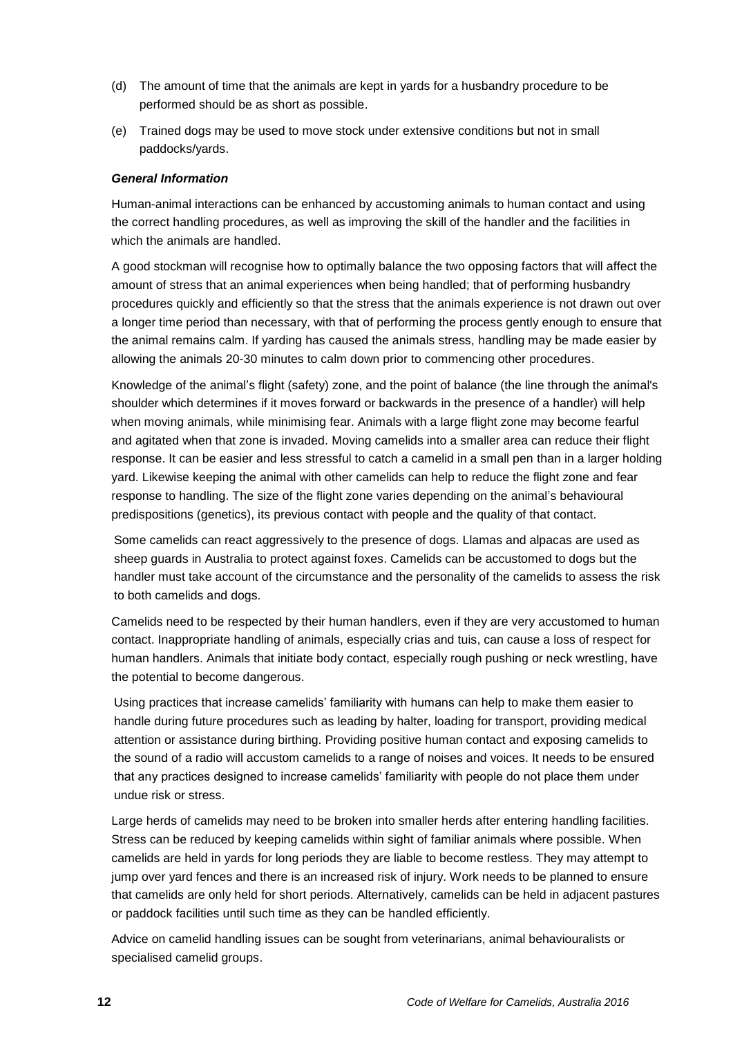(d) The amount of time that the animals are kept in yards for a husbandry procedure to be performed should be as short as possible.

(e) Trained dogs may be used to move stock under extensive conditions but not in small paddocks/yards.

***General Information***

Human-animal interactions can be enhanced by accustoming animals to human contact and using the correct handling procedures, as well as improving the skill of the handler and the facilities in which the animals are handled.

A good stockman will recognise how to optimally balance the two opposing factors that will affect the amount of stress that an animal experiences when being handled; that of performing husbandry procedures quickly and efficiently so that the stress that the animals experience is not drawn out over a longer time period than necessary, with that of performing the process gently enough to ensure that the animal remains calm. If yarding has caused the animals stress, handling may be made easier by allowing the animals 20-30 minutes to calm down prior to commencing other procedures.

Knowledge of the animal's flight (safety) zone, and the point of balance (the line through the animal's shoulder which determines if it moves forward or backwards in the presence of a handler) will help when moving animals, while minimising fear. Animals with a large flight zone may become fearful and agitated when that zone is invaded. Moving camelids into a smaller area can reduce their flight response. It can be easier and less stressful to catch a camelid in a small pen than in a larger holding yard. Likewise keeping the animal with other camelids can help to reduce the flight zone and fear response to handling. The size of the flight zone varies depending on the animal's behavioural predispositions (genetics), its previous contact with people and the quality of that contact.

Some camelids can react aggressively to the presence of dogs. Llamas and alpacas are used as sheep guards in Australia to protect against foxes. Camelids can be accustomed to dogs but the handler must take account of the circumstance and the personality of the camelids to assess the risk to both camelids and dogs.

Camelids need to be respected by their human handlers, even if they are very accustomed to human contact. Inappropriate handling of animals, especially crias and tuis, can cause a loss of respect for human handlers. Animals that initiate body contact, especially rough pushing or neck wrestling, have the potential to become dangerous.

Using practices that increase camelids' familiarity with humans can help to make them easier to handle during future procedures such as leading by halter, loading for transport, providing medical attention or assistance during birthing. Providing positive human contact and exposing camelids to the sound of a radio will accustom camelids to a range of noises and voices. It needs to be ensured that any practices designed to increase camelids' familiarity with people do not place them under undue risk or stress.

Large herds of camelids may need to be broken into smaller herds after entering handling facilities. Stress can be reduced by keeping camelids within sight of familiar animals where possible. When camelids are held in yards for long periods they are liable to become restless. They may attempt to jump over yard fences and there is an increased risk of injury. Work needs to be planned to ensure that camelids are only held for short periods. Alternatively, camelids can be held in adjacent pastures or paddock facilities until such time as they can be handled efficiently.

Advice on camelid handling issues can be sought from veterinarians, animal behaviouralists or specialised camelid groups.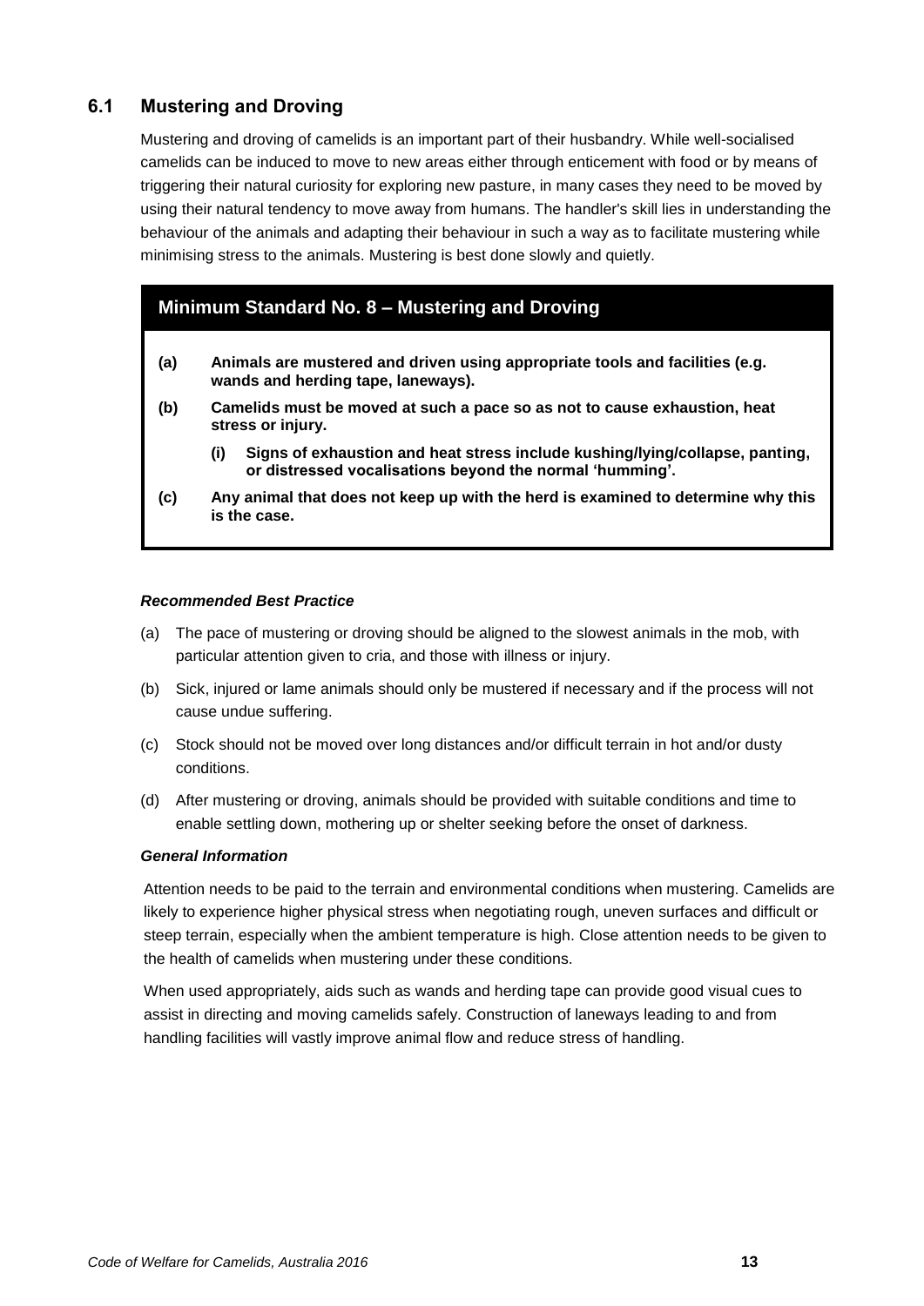## 6.1 Mustering and Droving

Mustering and droving of camelids is an important part of their husbandry. While well-socialised camelids can be induced to move to new areas either through enticement with food or by means of triggering their natural curiosity for exploring new pasture, in many cases they need to be moved by using their natural tendency to move away from humans. The handler's skill lies in understanding the behaviour of the animals and adapting their behaviour in such a way as to facilitate mustering while minimising stress to the animals. Mustering is best done slowly and quietly.

### Minimum Standard No. 8 – Mustering and Droving

**(a)** **Animals are mustered and driven using appropriate tools and facilities (e.g. wands and herding tape, laneways).**

**(b)** **Camelids must be moved at such a pace so as not to cause exhaustion, heat stress or injury.**

- **(i)** **Signs of exhaustion and heat stress include kushing/lying/collapse, panting, or distressed vocalisations beyond the normal 'humming'.**

**(c)** **Any animal that does not keep up with the herd is examined to determine why this is the case.**

#### *Recommended Best Practice*

(a) The pace of mustering or droving should be aligned to the slowest animals in the mob, with particular attention given to cria, and those with illness or injury.

(b) Sick, injured or lame animals should only be mustered if necessary and if the process will not cause undue suffering.

(c) Stock should not be moved over long distances and/or difficult terrain in hot and/or dusty conditions.

(d) After mustering or droving, animals should be provided with suitable conditions and time to enable settling down, mothering up or shelter seeking before the onset of darkness.

#### *General Information*

Attention needs to be paid to the terrain and environmental conditions when mustering. Camelids are likely to experience higher physical stress when negotiating rough, uneven surfaces and difficult or steep terrain, especially when the ambient temperature is high. Close attention needs to be given to the health of camelids when mustering under these conditions.

When used appropriately, aids such as wands and herding tape can provide good visual cues to assist in directing and moving camelids safely. Construction of laneways leading to and from handling facilities will vastly improve animal flow and reduce stress of handling.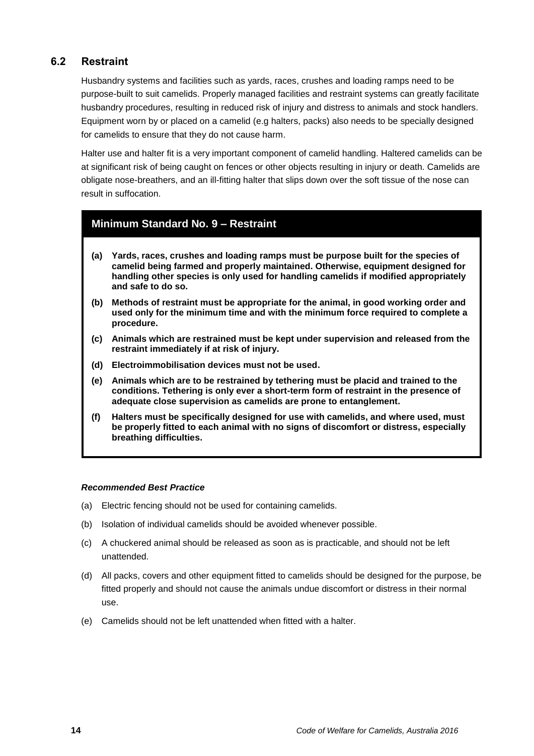## 6.2 Restraint

Husbandry systems and facilities such as yards, races, crushes and loading ramps need to be purpose-built to suit camelids. Properly managed facilities and restraint systems can greatly facilitate husbandry procedures, resulting in reduced risk of injury and distress to animals and stock handlers. Equipment worn by or placed on a camelid (e.g halters, packs) also needs to be specially designed for camelids to ensure that they do not cause harm.

Halter use and halter fit is a very important component of camelid handling. Haltered camelids can be at significant risk of being caught on fences or other objects resulting in injury or death. Camelids are obligate nose-breathers, and an ill-fitting halter that slips down over the soft tissue of the nose can result in suffocation.

### Minimum Standard No. 9 – Restraint

**(a) Yards, races, crushes and loading ramps must be purpose built for the species of camelid being farmed and properly maintained. Otherwise, equipment designed for handling other species is only used for handling camelids if modified appropriately and safe to do so.**

**(b) Methods of restraint must be appropriate for the animal, in good working order and used only for the minimum time and with the minimum force required to complete a procedure.**

**(c) Animals which are restrained must be kept under supervision and released from the restraint immediately if at risk of injury.**

**(d) Electroimmobilisation devices must not be used.**

**(e) Animals which are to be restrained by tethering must be placid and trained to the conditions. Tethering is only ever a short-term form of restraint in the presence of adequate close supervision as camelids are prone to entanglement.**

**(f) Halters must be specifically designed for use with camelids, and where used, must be properly fitted to each animal with no signs of discomfort or distress, especially breathing difficulties.**

***Recommended Best Practice***

(a) Electric fencing should not be used for containing camelids.

(b) Isolation of individual camelids should be avoided whenever possible.

(c) A chuckered animal should be released as soon as is practicable, and should not be left unattended.

(d) All packs, covers and other equipment fitted to camelids should be designed for the purpose, be fitted properly and should not cause the animals undue discomfort or distress in their normal use.

(e) Camelids should not be left unattended when fitted with a halter.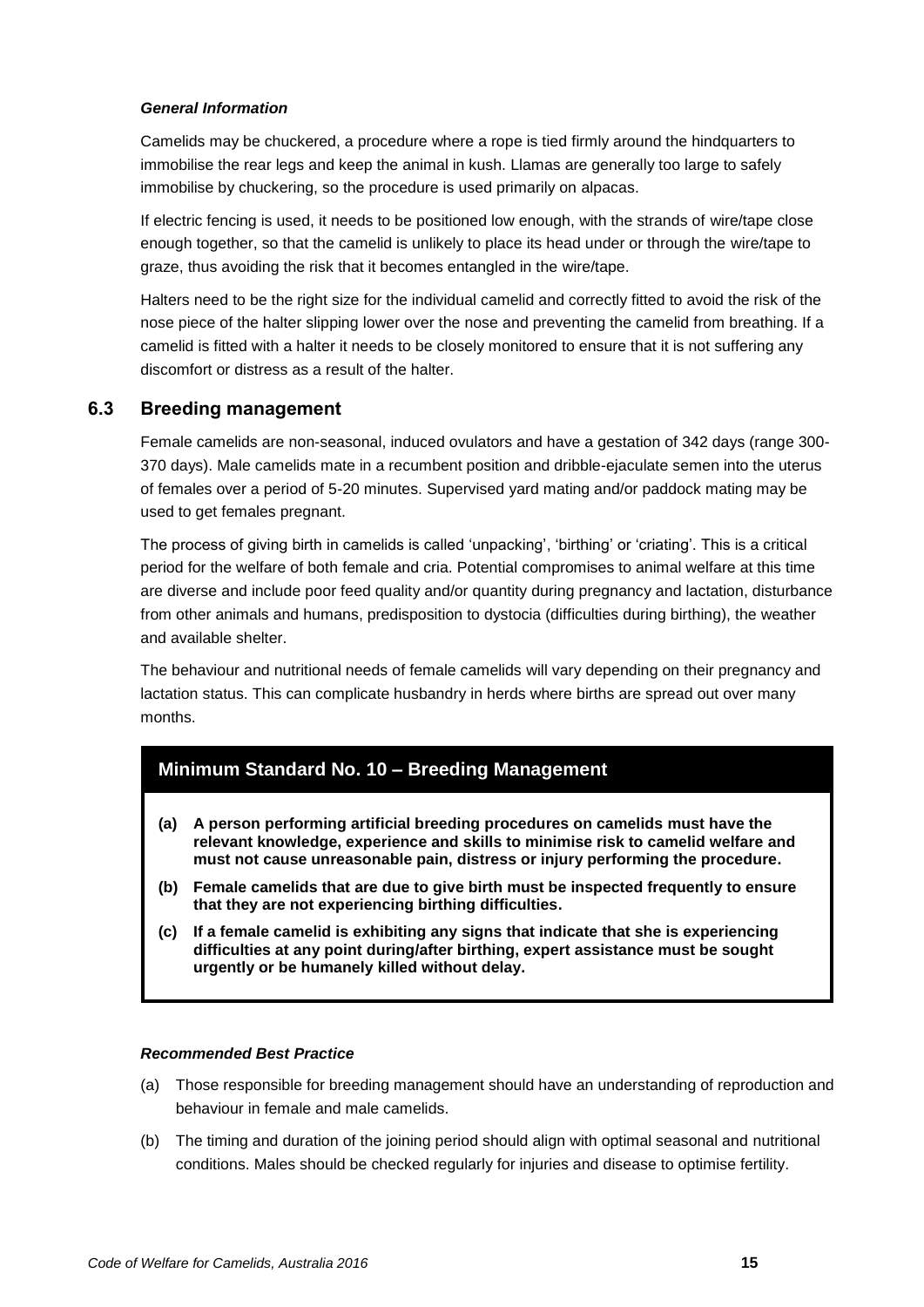#### *General Information*

Camelids may be chuckered, a procedure where a rope is tied firmly around the hindquarters to immobilise the rear legs and keep the animal in kush. Llamas are generally too large to safely immobilise by chuckering, so the procedure is used primarily on alpacas.

If electric fencing is used, it needs to be positioned low enough, with the strands of wire/tape close enough together, so that the camelid is unlikely to place its head under or through the wire/tape to graze, thus avoiding the risk that it becomes entangled in the wire/tape.

Halters need to be the right size for the individual camelid and correctly fitted to avoid the risk of the nose piece of the halter slipping lower over the nose and preventing the camelid from breathing. If a camelid is fitted with a halter it needs to be closely monitored to ensure that it is not suffering any discomfort or distress as a result of the halter.

## 6.3 Breeding management

Female camelids are non-seasonal, induced ovulators and have a gestation of 342 days (range 300-370 days). Male camelids mate in a recumbent position and dribble-ejaculate semen into the uterus of females over a period of 5-20 minutes. Supervised yard mating and/or paddock mating may be used to get females pregnant.

The process of giving birth in camelids is called 'unpacking', 'birthing' or 'criating'. This is a critical period for the welfare of both female and cria. Potential compromises to animal welfare at this time are diverse and include poor feed quality and/or quantity during pregnancy and lactation, disturbance from other animals and humans, predisposition to dystocia (difficulties during birthing), the weather and available shelter.

The behaviour and nutritional needs of female camelids will vary depending on their pregnancy and lactation status. This can complicate husbandry in herds where births are spread out over many months.

### Minimum Standard No. 10 – Breeding Management

**(a) A person performing artificial breeding procedures on camelids must have the relevant knowledge, experience and skills to minimise risk to camelid welfare and must not cause unreasonable pain, distress or injury performing the procedure.**

**(b) Female camelids that are due to give birth must be inspected frequently to ensure that they are not experiencing birthing difficulties.**

**(c) If a female camelid is exhibiting any signs that indicate that she is experiencing difficulties at any point during/after birthing, expert assistance must be sought urgently or be humanely killed without delay.**

#### *Recommended Best Practice*

(a) Those responsible for breeding management should have an understanding of reproduction and behaviour in female and male camelids.

(b) The timing and duration of the joining period should align with optimal seasonal and nutritional conditions. Males should be checked regularly for injuries and disease to optimise fertility.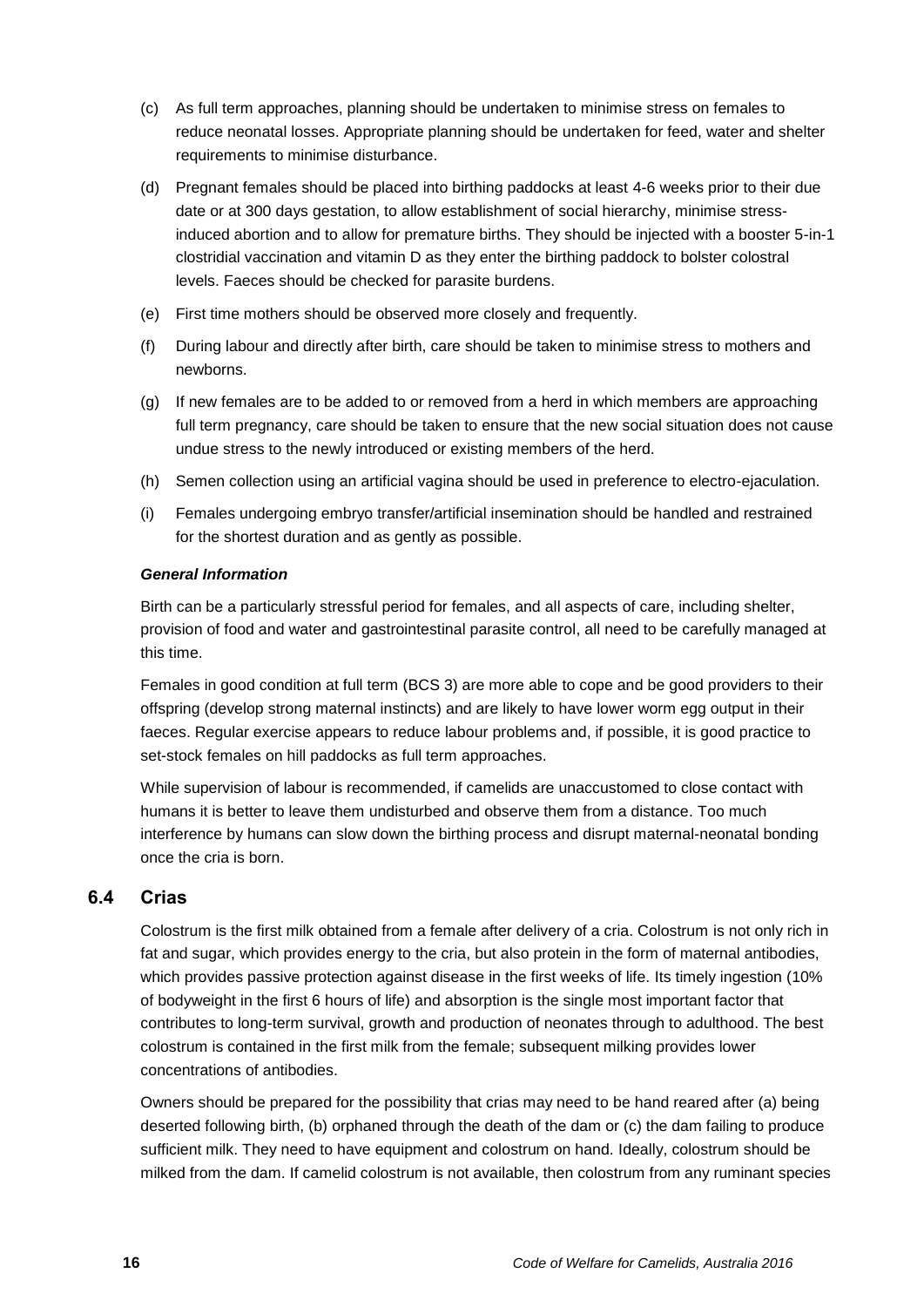(c) As full term approaches, planning should be undertaken to minimise stress on females to reduce neonatal losses. Appropriate planning should be undertaken for feed, water and shelter requirements to minimise disturbance.

(d) Pregnant females should be placed into birthing paddocks at least 4-6 weeks prior to their due date or at 300 days gestation, to allow establishment of social hierarchy, minimise stress-induced abortion and to allow for premature births. They should be injected with a booster 5-in-1 clostridial vaccination and vitamin D as they enter the birthing paddock to bolster colostral levels. Faeces should be checked for parasite burdens.

(e) First time mothers should be observed more closely and frequently.

(f) During labour and directly after birth, care should be taken to minimise stress to mothers and newborns.

(g) If new females are to be added to or removed from a herd in which members are approaching full term pregnancy, care should be taken to ensure that the new social situation does not cause undue stress to the newly introduced or existing members of the herd.

(h) Semen collection using an artificial vagina should be used in preference to electro-ejaculation.

(i) Females undergoing embryo transfer/artificial insemination should be handled and restrained for the shortest duration and as gently as possible.

***General Information***

Birth can be a particularly stressful period for females, and all aspects of care, including shelter, provision of food and water and gastrointestinal parasite control, all need to be carefully managed at this time.

Females in good condition at full term (BCS 3) are more able to cope and be good providers to their offspring (develop strong maternal instincts) and are likely to have lower worm egg output in their faeces. Regular exercise appears to reduce labour problems and, if possible, it is good practice to set-stock females on hill paddocks as full term approaches.

While supervision of labour is recommended, if camelids are unaccustomed to close contact with humans it is better to leave them undisturbed and observe them from a distance. Too much interference by humans can slow down the birthing process and disrupt maternal-neonatal bonding once the cria is born.

## 6.4 Crias

Colostrum is the first milk obtained from a female after delivery of a cria. Colostrum is not only rich in fat and sugar, which provides energy to the cria, but also protein in the form of maternal antibodies, which provides passive protection against disease in the first weeks of life. Its timely ingestion (10% of bodyweight in the first 6 hours of life) and absorption is the single most important factor that contributes to long-term survival, growth and production of neonates through to adulthood. The best colostrum is contained in the first milk from the female; subsequent milking provides lower concentrations of antibodies.

Owners should be prepared for the possibility that crias may need to be hand reared after (a) being deserted following birth, (b) orphaned through the death of the dam or (c) the dam failing to produce sufficient milk. They need to have equipment and colostrum on hand. Ideally, colostrum should be milked from the dam. If camelid colostrum is not available, then colostrum from any ruminant species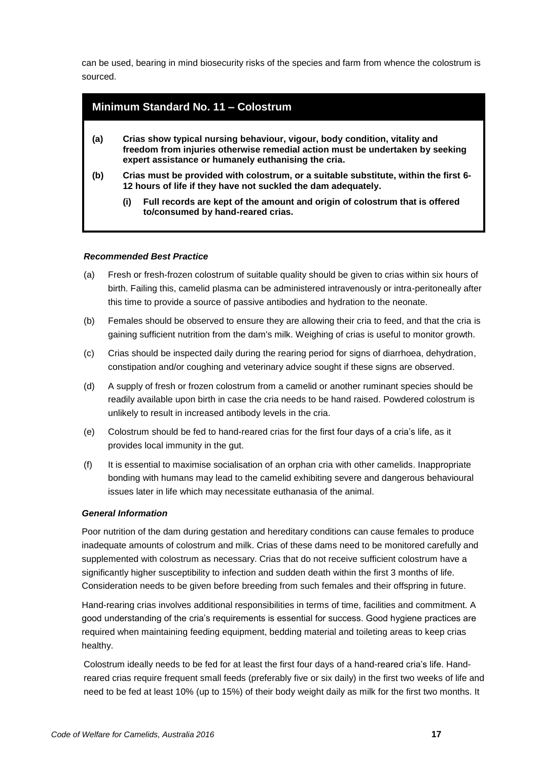can be used, bearing in mind biosecurity risks of the species and farm from whence the colostrum is sourced.

## Minimum Standard No. 11 – Colostrum

**(a) Crias show typical nursing behaviour, vigour, body condition, vitality and freedom from injuries otherwise remedial action must be undertaken by seeking expert assistance or humanely euthanising the cria.**

**(b) Crias must be provided with colostrum, or a suitable substitute, within the first 6-12 hours of life if they have not suckled the dam adequately.**

**(i) Full records are kept of the amount and origin of colostrum that is offered to/consumed by hand-reared crias.**

### *Recommended Best Practice*

(a) Fresh or fresh-frozen colostrum of suitable quality should be given to crias within six hours of birth. Failing this, camelid plasma can be administered intravenously or intra-peritoneally after this time to provide a source of passive antibodies and hydration to the neonate.

(b) Females should be observed to ensure they are allowing their cria to feed, and that the cria is gaining sufficient nutrition from the dam's milk. Weighing of crias is useful to monitor growth.

(c) Crias should be inspected daily during the rearing period for signs of diarrhoea, dehydration, constipation and/or coughing and veterinary advice sought if these signs are observed.

(d) A supply of fresh or frozen colostrum from a camelid or another ruminant species should be readily available upon birth in case the cria needs to be hand raised. Powdered colostrum is unlikely to result in increased antibody levels in the cria.

(e) Colostrum should be fed to hand-reared crias for the first four days of a cria's life, as it provides local immunity in the gut.

(f) It is essential to maximise socialisation of an orphan cria with other camelids. Inappropriate bonding with humans may lead to the camelid exhibiting severe and dangerous behavioural issues later in life which may necessitate euthanasia of the animal.

### *General Information*

Poor nutrition of the dam during gestation and hereditary conditions can cause females to produce inadequate amounts of colostrum and milk. Crias of these dams need to be monitored carefully and supplemented with colostrum as necessary. Crias that do not receive sufficient colostrum have a significantly higher susceptibility to infection and sudden death within the first 3 months of life. Consideration needs to be given before breeding from such females and their offspring in future.

Hand-rearing crias involves additional responsibilities in terms of time, facilities and commitment. A good understanding of the cria's requirements is essential for success. Good hygiene practices are required when maintaining feeding equipment, bedding material and toileting areas to keep crias healthy.

Colostrum ideally needs to be fed for at least the first four days of a hand-reared cria's life. Hand-reared crias require frequent small feeds (preferably five or six daily) in the first two weeks of life and need to be fed at least 10% (up to 15%) of their body weight daily as milk for the first two months. It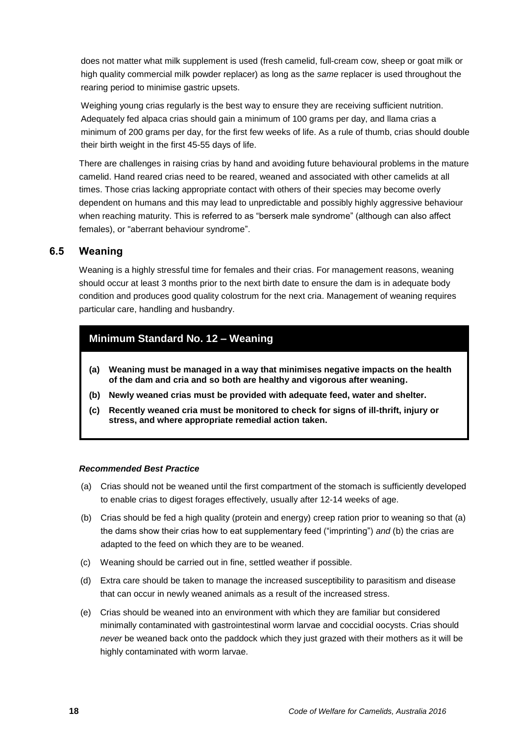does not matter what milk supplement is used (fresh camelid, full-cream cow, sheep or goat milk or high quality commercial milk powder replacer) as long as the *same* replacer is used throughout the rearing period to minimise gastric upsets.

Weighing young crias regularly is the best way to ensure they are receiving sufficient nutrition. Adequately fed alpaca crias should gain a minimum of 100 grams per day, and llama crias a minimum of 200 grams per day, for the first few weeks of life. As a rule of thumb, crias should double their birth weight in the first 45-55 days of life.

There are challenges in raising crias by hand and avoiding future behavioural problems in the mature camelid. Hand reared crias need to be reared, weaned and associated with other camelids at all times. Those crias lacking appropriate contact with others of their species may become overly dependent on humans and this may lead to unpredictable and possibly highly aggressive behaviour when reaching maturity. This is referred to as "berserk male syndrome" (although can also affect females), or "aberrant behaviour syndrome".

## 6.5 Weaning

Weaning is a highly stressful time for females and their crias. For management reasons, weaning should occur at least 3 months prior to the next birth date to ensure the dam is in adequate body condition and produces good quality colostrum for the next cria. Management of weaning requires particular care, handling and husbandry.

### Minimum Standard No. 12 – Weaning

**(a) Weaning must be managed in a way that minimises negative impacts on the health of the dam and cria and so both are healthy and vigorous after weaning.**

**(b) Newly weaned crias must be provided with adequate feed, water and shelter.**

**(c) Recently weaned cria must be monitored to check for signs of ill-thrift, injury or stress, and where appropriate remedial action taken.**

***Recommended Best Practice***

(a) Crias should not be weaned until the first compartment of the stomach is sufficiently developed to enable crias to digest forages effectively, usually after 12-14 weeks of age.

(b) Crias should be fed a high quality (protein and energy) creep ration prior to weaning so that (a) the dams show their crias how to eat supplementary feed ("imprinting") *and* (b) the crias are adapted to the feed on which they are to be weaned.

(c) Weaning should be carried out in fine, settled weather if possible.

(d) Extra care should be taken to manage the increased susceptibility to parasitism and disease that can occur in newly weaned animals as a result of the increased stress.

(e) Crias should be weaned into an environment with which they are familiar but considered minimally contaminated with gastrointestinal worm larvae and coccidial oocysts. Crias should *never* be weaned back onto the paddock which they just grazed with their mothers as it will be highly contaminated with worm larvae.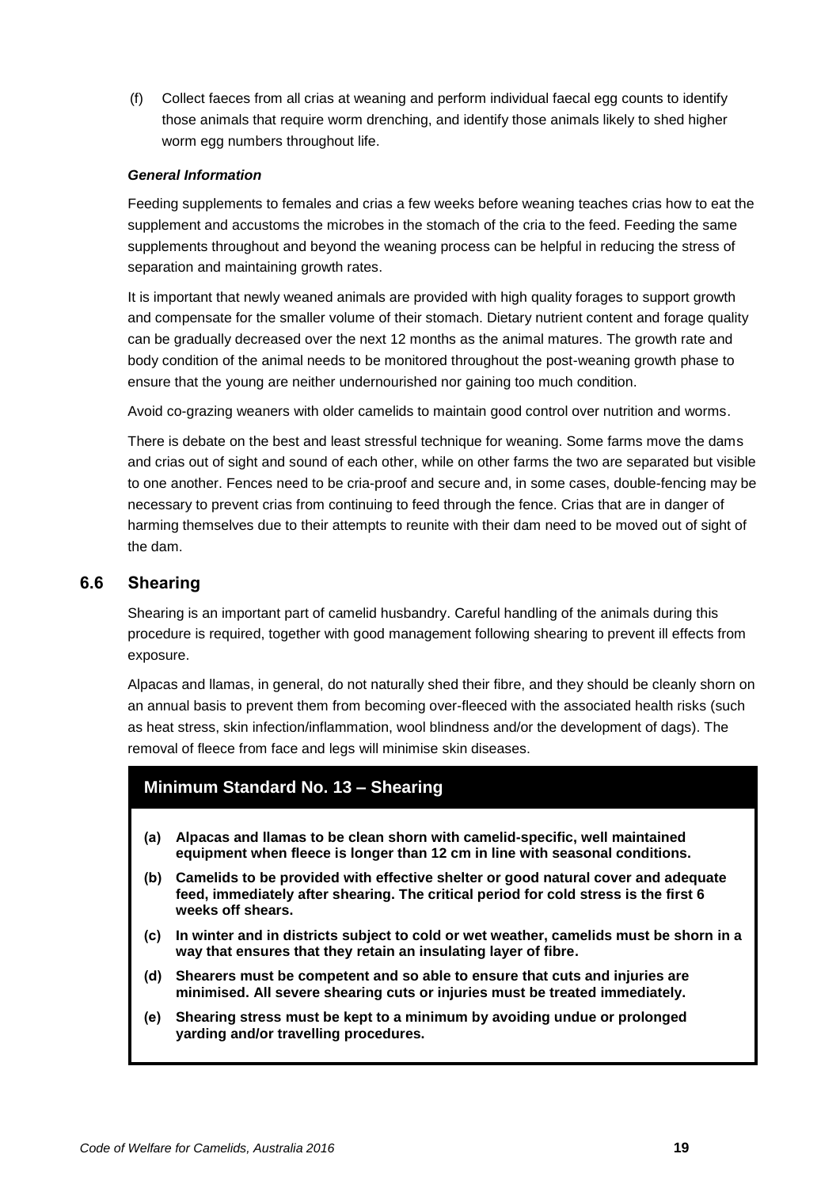(f) Collect faeces from all crias at weaning and perform individual faecal egg counts to identify those animals that require worm drenching, and identify those animals likely to shed higher worm egg numbers throughout life.

***General Information***

Feeding supplements to females and crias a few weeks before weaning teaches crias how to eat the supplement and accustoms the microbes in the stomach of the cria to the feed. Feeding the same supplements throughout and beyond the weaning process can be helpful in reducing the stress of separation and maintaining growth rates.

It is important that newly weaned animals are provided with high quality forages to support growth and compensate for the smaller volume of their stomach. Dietary nutrient content and forage quality can be gradually decreased over the next 12 months as the animal matures. The growth rate and body condition of the animal needs to be monitored throughout the post-weaning growth phase to ensure that the young are neither undernourished nor gaining too much condition.

Avoid co-grazing weaners with older camelids to maintain good control over nutrition and worms.

There is debate on the best and least stressful technique for weaning. Some farms move the dams and crias out of sight and sound of each other, while on other farms the two are separated but visible to one another. Fences need to be cria-proof and secure and, in some cases, double-fencing may be necessary to prevent crias from continuing to feed through the fence. Crias that are in danger of harming themselves due to their attempts to reunite with their dam need to be moved out of sight of the dam.

## 6.6 Shearing

Shearing is an important part of camelid husbandry. Careful handling of the animals during this procedure is required, together with good management following shearing to prevent ill effects from exposure.

Alpacas and llamas, in general, do not naturally shed their fibre, and they should be cleanly shorn on an annual basis to prevent them from becoming over-fleeced with the associated health risks (such as heat stress, skin infection/inflammation, wool blindness and/or the development of dags). The removal of fleece from face and legs will minimise skin diseases.

### Minimum Standard No. 13 – Shearing

**(a) Alpacas and llamas to be clean shorn with camelid-specific, well maintained equipment when fleece is longer than 12 cm in line with seasonal conditions.**

**(b) Camelids to be provided with effective shelter or good natural cover and adequate feed, immediately after shearing. The critical period for cold stress is the first 6 weeks off shears.**

**(c) In winter and in districts subject to cold or wet weather, camelids must be shorn in a way that ensures that they retain an insulating layer of fibre.**

**(d) Shearers must be competent and so able to ensure that cuts and injuries are minimised. All severe shearing cuts or injuries must be treated immediately.**

**(e) Shearing stress must be kept to a minimum by avoiding undue or prolonged yarding and/or travelling procedures.**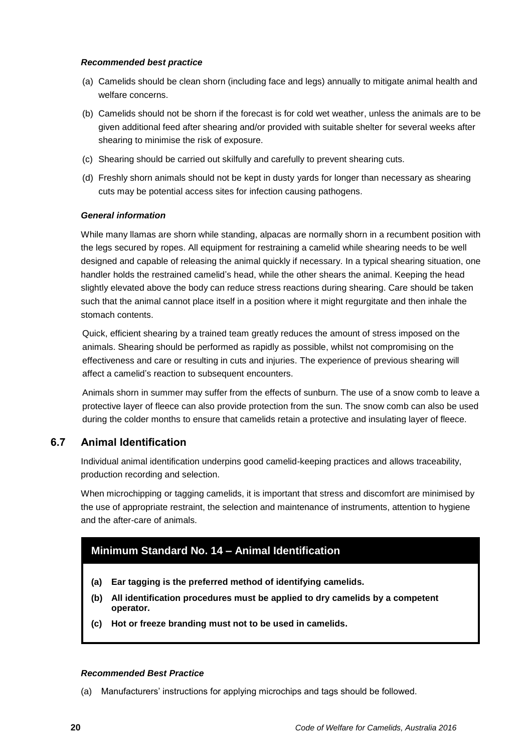#### *Recommended best practice*

(a) Camelids should be clean shorn (including face and legs) annually to mitigate animal health and welfare concerns.

(b) Camelids should not be shorn if the forecast is for cold wet weather, unless the animals are to be given additional feed after shearing and/or provided with suitable shelter for several weeks after shearing to minimise the risk of exposure.

(c) Shearing should be carried out skilfully and carefully to prevent shearing cuts.

(d) Freshly shorn animals should not be kept in dusty yards for longer than necessary as shearing cuts may be potential access sites for infection causing pathogens.

#### *General information*

While many llamas are shorn while standing, alpacas are normally shorn in a recumbent position with the legs secured by ropes. All equipment for restraining a camelid while shearing needs to be well designed and capable of releasing the animal quickly if necessary. In a typical shearing situation, one handler holds the restrained camelid's head, while the other shears the animal. Keeping the head slightly elevated above the body can reduce stress reactions during shearing. Care should be taken such that the animal cannot place itself in a position where it might regurgitate and then inhale the stomach contents.

Quick, efficient shearing by a trained team greatly reduces the amount of stress imposed on the animals. Shearing should be performed as rapidly as possible, whilst not compromising on the effectiveness and care or resulting in cuts and injuries. The experience of previous shearing will affect a camelid's reaction to subsequent encounters.

Animals shorn in summer may suffer from the effects of sunburn. The use of a snow comb to leave a protective layer of fleece can also provide protection from the sun. The snow comb can also be used during the colder months to ensure that camelids retain a protective and insulating layer of fleece.

## 6.7 Animal Identification

Individual animal identification underpins good camelid-keeping practices and allows traceability, production recording and selection.

When microchipping or tagging camelids, it is important that stress and discomfort are minimised by the use of appropriate restraint, the selection and maintenance of instruments, attention to hygiene and the after-care of animals.

### Minimum Standard No. 14 – Animal Identification

**(a) Ear tagging is the preferred method of identifying camelids.**

**(b) All identification procedures must be applied to dry camelids by a competent operator.**

**(c) Hot or freeze branding must not to be used in camelids.**

#### *Recommended Best Practice*

(a) Manufacturers' instructions for applying microchips and tags should be followed.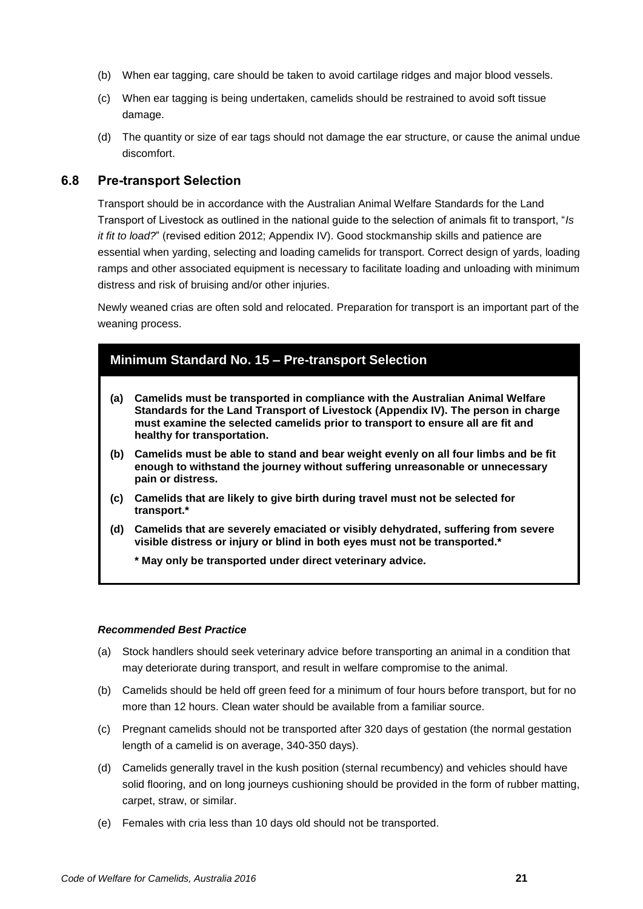(b) When ear tagging, care should be taken to avoid cartilage ridges and major blood vessels.

(c) When ear tagging is being undertaken, camelids should be restrained to avoid soft tissue damage.

(d) The quantity or size of ear tags should not damage the ear structure, or cause the animal undue discomfort.

## 6.8 Pre-transport Selection

Transport should be in accordance with the Australian Animal Welfare Standards for the Land Transport of Livestock as outlined in the national guide to the selection of animals fit to transport, "*Is it fit to load?*" (revised edition 2012; Appendix IV). Good stockmanship skills and patience are essential when yarding, selecting and loading camelids for transport. Correct design of yards, loading ramps and other associated equipment is necessary to facilitate loading and unloading with minimum distress and risk of bruising and/or other injuries.

Newly weaned crias are often sold and relocated. Preparation for transport is an important part of the weaning process.

### Minimum Standard No. 15 – Pre-transport Selection

**(a) Camelids must be transported in compliance with the Australian Animal Welfare Standards for the Land Transport of Livestock (Appendix IV). The person in charge must examine the selected camelids prior to transport to ensure all are fit and healthy for transportation.**

**(b) Camelids must be able to stand and bear weight evenly on all four limbs and be fit enough to withstand the journey without suffering unreasonable or unnecessary pain or distress.**

**(c) Camelids that are likely to give birth during travel must not be selected for transport.***

**(d) Camelids that are severely emaciated or visibly dehydrated, suffering from severe visible distress or injury or blind in both eyes must not be transported.***

**\* May only be transported under direct veterinary advice.**

***Recommended Best Practice***

(a) Stock handlers should seek veterinary advice before transporting an animal in a condition that may deteriorate during transport, and result in welfare compromise to the animal.

(b) Camelids should be held off green feed for a minimum of four hours before transport, but for no more than 12 hours. Clean water should be available from a familiar source.

(c) Pregnant camelids should not be transported after 320 days of gestation (the normal gestation length of a camelid is on average, 340-350 days).

(d) Camelids generally travel in the kush position (sternal recumbency) and vehicles should have solid flooring, and on long journeys cushioning should be provided in the form of rubber matting, carpet, straw, or similar.

(e) Females with cria less than 10 days old should not be transported.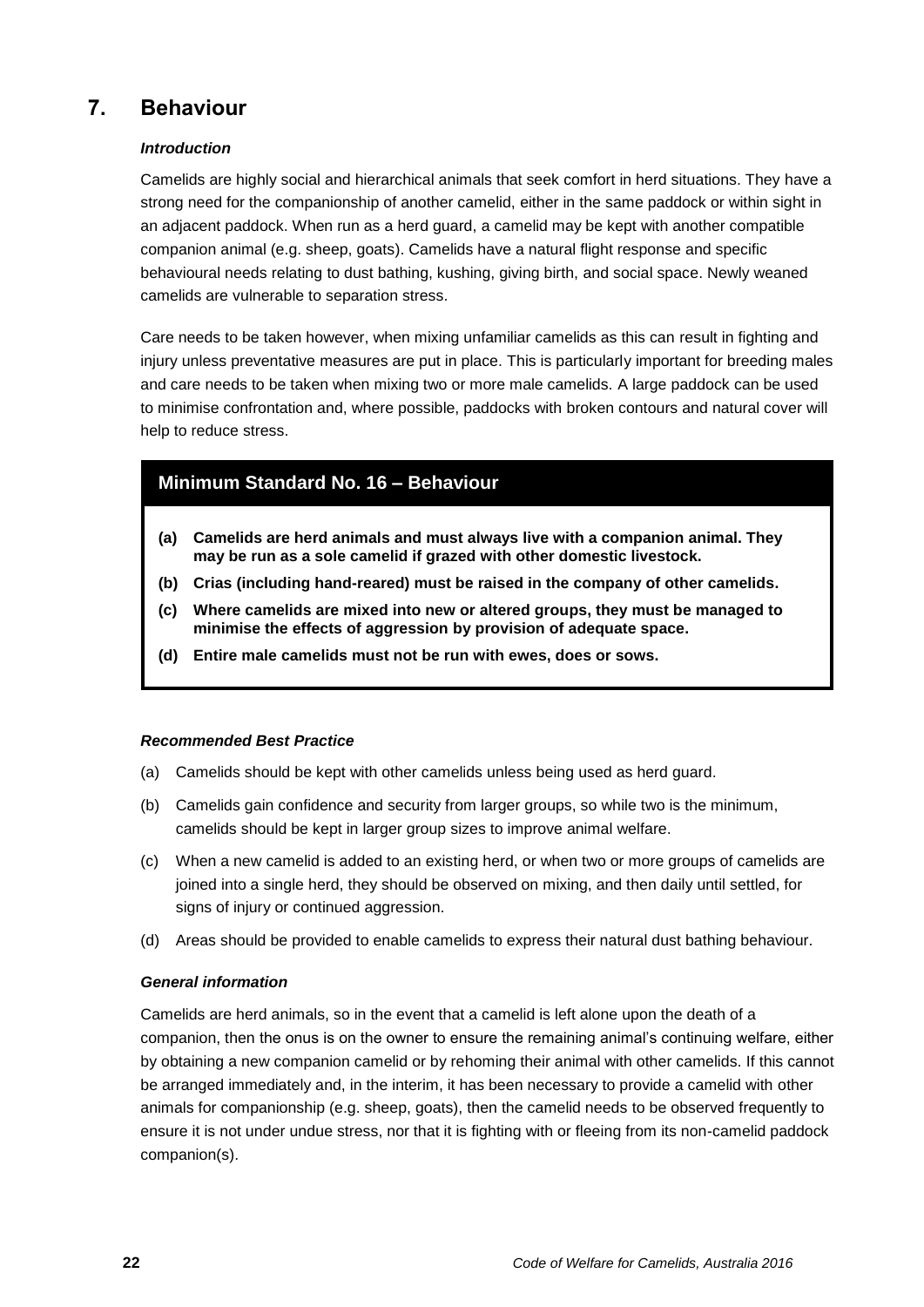# 7. Behaviour

### *Introduction*

Camelids are highly social and hierarchical animals that seek comfort in herd situations. They have a strong need for the companionship of another camelid, either in the same paddock or within sight in an adjacent paddock. When run as a herd guard, a camelid may be kept with another compatible companion animal (e.g. sheep, goats). Camelids have a natural flight response and specific behavioural needs relating to dust bathing, kushing, giving birth, and social space. Newly weaned camelids are vulnerable to separation stress.

Care needs to be taken however, when mixing unfamiliar camelids as this can result in fighting and injury unless preventative measures are put in place. This is particularly important for breeding males and care needs to be taken when mixing two or more male camelids. A large paddock can be used to minimise confrontation and, where possible, paddocks with broken contours and natural cover will help to reduce stress.

## Minimum Standard No. 16 – Behaviour

**(a) Camelids are herd animals and must always live with a companion animal. They may be run as a sole camelid if grazed with other domestic livestock.**

**(b) Crias (including hand-reared) must be raised in the company of other camelids.**

**(c) Where camelids are mixed into new or altered groups, they must be managed to minimise the effects of aggression by provision of adequate space.**

**(d) Entire male camelids must not be run with ewes, does or sows.**

### *Recommended Best Practice*

(a) Camelids should be kept with other camelids unless being used as herd guard.

(b) Camelids gain confidence and security from larger groups, so while two is the minimum, camelids should be kept in larger group sizes to improve animal welfare.

(c) When a new camelid is added to an existing herd, or when two or more groups of camelids are joined into a single herd, they should be observed on mixing, and then daily until settled, for signs of injury or continued aggression.

(d) Areas should be provided to enable camelids to express their natural dust bathing behaviour.

### *General information*

Camelids are herd animals, so in the event that a camelid is left alone upon the death of a companion, then the onus is on the owner to ensure the remaining animal's continuing welfare, either by obtaining a new companion camelid or by rehoming their animal with other camelids. If this cannot be arranged immediately and, in the interim, it has been necessary to provide a camelid with other animals for companionship (e.g. sheep, goats), then the camelid needs to be observed frequently to ensure it is not under undue stress, nor that it is fighting with or fleeing from its non-camelid paddock companion(s).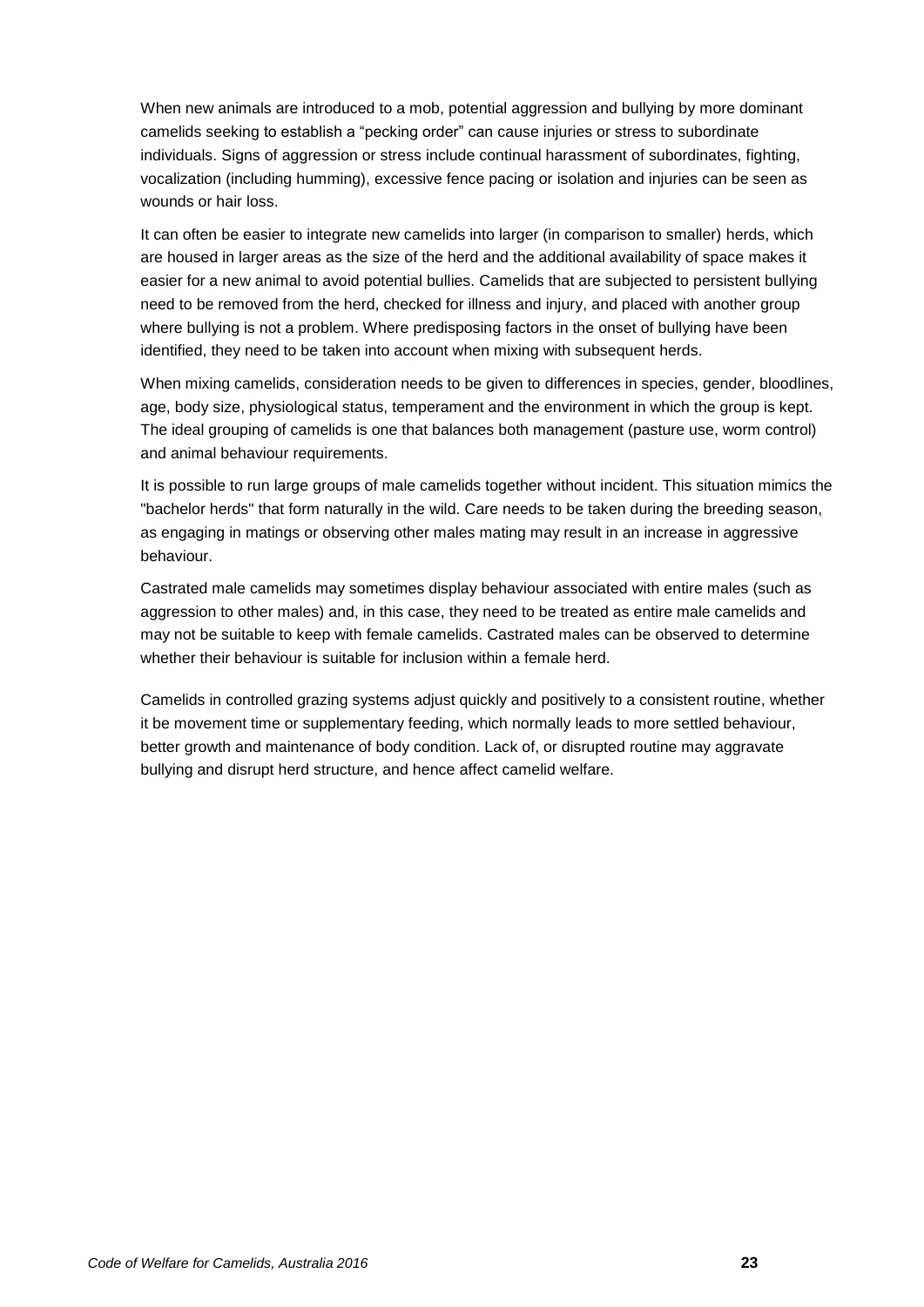When new animals are introduced to a mob, potential aggression and bullying by more dominant camelids seeking to establish a "pecking order" can cause injuries or stress to subordinate individuals. Signs of aggression or stress include continual harassment of subordinates, fighting, vocalization (including humming), excessive fence pacing or isolation and injuries can be seen as wounds or hair loss.

It can often be easier to integrate new camelids into larger (in comparison to smaller) herds, which are housed in larger areas as the size of the herd and the additional availability of space makes it easier for a new animal to avoid potential bullies. Camelids that are subjected to persistent bullying need to be removed from the herd, checked for illness and injury, and placed with another group where bullying is not a problem. Where predisposing factors in the onset of bullying have been identified, they need to be taken into account when mixing with subsequent herds.

When mixing camelids, consideration needs to be given to differences in species, gender, bloodlines, age, body size, physiological status, temperament and the environment in which the group is kept. The ideal grouping of camelids is one that balances both management (pasture use, worm control) and animal behaviour requirements.

It is possible to run large groups of male camelids together without incident. This situation mimics the "bachelor herds" that form naturally in the wild. Care needs to be taken during the breeding season, as engaging in matings or observing other males mating may result in an increase in aggressive behaviour.

Castrated male camelids may sometimes display behaviour associated with entire males (such as aggression to other males) and, in this case, they need to be treated as entire male camelids and may not be suitable to keep with female camelids. Castrated males can be observed to determine whether their behaviour is suitable for inclusion within a female herd.

Camelids in controlled grazing systems adjust quickly and positively to a consistent routine, whether it be movement time or supplementary feeding, which normally leads to more settled behaviour, better growth and maintenance of body condition. Lack of, or disrupted routine may aggravate bullying and disrupt herd structure, and hence affect camelid welfare.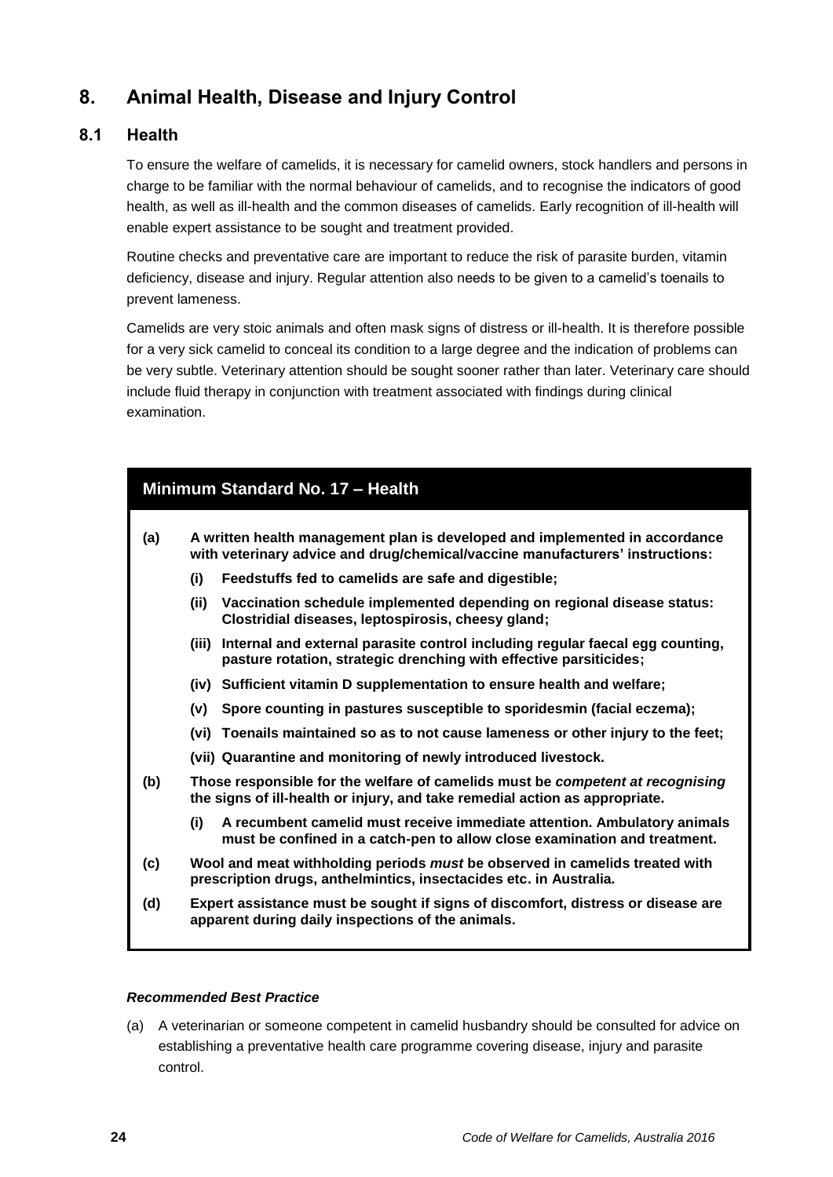# 8. Animal Health, Disease and Injury Control

## 8.1 Health

To ensure the welfare of camelids, it is necessary for camelid owners, stock handlers and persons in charge to be familiar with the normal behaviour of camelids, and to recognise the indicators of good health, as well as ill-health and the common diseases of camelids. Early recognition of ill-health will enable expert assistance to be sought and treatment provided.

Routine checks and preventative care are important to reduce the risk of parasite burden, vitamin deficiency, disease and injury. Regular attention also needs to be given to a camelid's toenails to prevent lameness.

Camelids are very stoic animals and often mask signs of distress or ill-health. It is therefore possible for a very sick camelid to conceal its condition to a large degree and the indication of problems can be very subtle. Veterinary attention should be sought sooner rather than later. Veterinary care should include fluid therapy in conjunction with treatment associated with findings during clinical examination.

### Minimum Standard No. 17 – Health

**(a) A written health management plan is developed and implemented in accordance with veterinary advice and drug/chemical/vaccine manufacturers' instructions:**

- **(i) Feedstuffs fed to camelids are safe and digestible;**
- **(ii) Vaccination schedule implemented depending on regional disease status: Clostridial diseases, leptospirosis, cheesy gland;**
- **(iii) Internal and external parasite control including regular faecal egg counting, pasture rotation, strategic drenching with effective parsiticides;**
- **(iv) Sufficient vitamin D supplementation to ensure health and welfare;**
- **(v) Spore counting in pastures susceptible to sporidesmin (facial eczema);**
- **(vi) Toenails maintained so as to not cause lameness or other injury to the feet;**
- **(vii) Quarantine and monitoring of newly introduced livestock.**

**(b) Those responsible for the welfare of camelids must be *competent at recognising* the signs of ill-health or injury, and take remedial action as appropriate.**

- **(i) A recumbent camelid must receive immediate attention. Ambulatory animals must be confined in a catch-pen to allow close examination and treatment.**

**(c) Wool and meat withholding periods *must* be observed in camelids treated with prescription drugs, anthelmintics, insectacides etc. in Australia.**

**(d) Expert assistance must be sought if signs of discomfort, distress or disease are apparent during daily inspections of the animals.**

***Recommended Best Practice***

(a) A veterinarian or someone competent in camelid husbandry should be consulted for advice on establishing a preventative health care programme covering disease, injury and parasite control.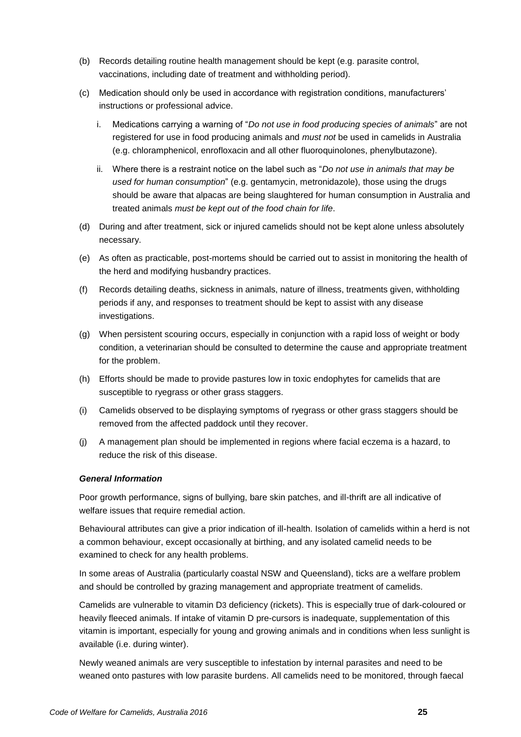(b) Records detailing routine health management should be kept (e.g. parasite control, vaccinations, including date of treatment and withholding period).

(c) Medication should only be used in accordance with registration conditions, manufacturers' instructions or professional advice.

   i. Medications carrying a warning of "*Do not use in food producing species of animals*" are not registered for use in food producing animals and *must not* be used in camelids in Australia (e.g. chloramphenicol, enrofloxacin and all other fluoroquinolones, phenylbutazone).

   ii. Where there is a restraint notice on the label such as "*Do not use in animals that may be used for human consumption*" (e.g. gentamycin, metronidazole), those using the drugs should be aware that alpacas are being slaughtered for human consumption in Australia and treated animals *must be kept out of the food chain for life*.

(d) During and after treatment, sick or injured camelids should not be kept alone unless absolutely necessary.

(e) As often as practicable, post-mortems should be carried out to assist in monitoring the health of the herd and modifying husbandry practices.

(f) Records detailing deaths, sickness in animals, nature of illness, treatments given, withholding periods if any, and responses to treatment should be kept to assist with any disease investigations.

(g) When persistent scouring occurs, especially in conjunction with a rapid loss of weight or body condition, a veterinarian should be consulted to determine the cause and appropriate treatment for the problem.

(h) Efforts should be made to provide pastures low in toxic endophytes for camelids that are susceptible to ryegrass or other grass staggers.

(i) Camelids observed to be displaying symptoms of ryegrass or other grass staggers should be removed from the affected paddock until they recover.

(j) A management plan should be implemented in regions where facial eczema is a hazard, to reduce the risk of this disease.

***General Information***

Poor growth performance, signs of bullying, bare skin patches, and ill-thrift are all indicative of welfare issues that require remedial action.

Behavioural attributes can give a prior indication of ill-health. Isolation of camelids within a herd is not a common behaviour, except occasionally at birthing, and any isolated camelid needs to be examined to check for any health problems.

In some areas of Australia (particularly coastal NSW and Queensland), ticks are a welfare problem and should be controlled by grazing management and appropriate treatment of camelids.

Camelids are vulnerable to vitamin $D_3$ deficiency (rickets). This is especially true of dark-coloured or heavily fleeced animals. If intake of vitamin D pre-cursors is inadequate, supplementation of this vitamin is important, especially for young and growing animals and in conditions when less sunlight is available (i.e. during winter).

Newly weaned animals are very susceptible to infestation by internal parasites and need to be weaned onto pastures with low parasite burdens. All camelids need to be monitored, through faecal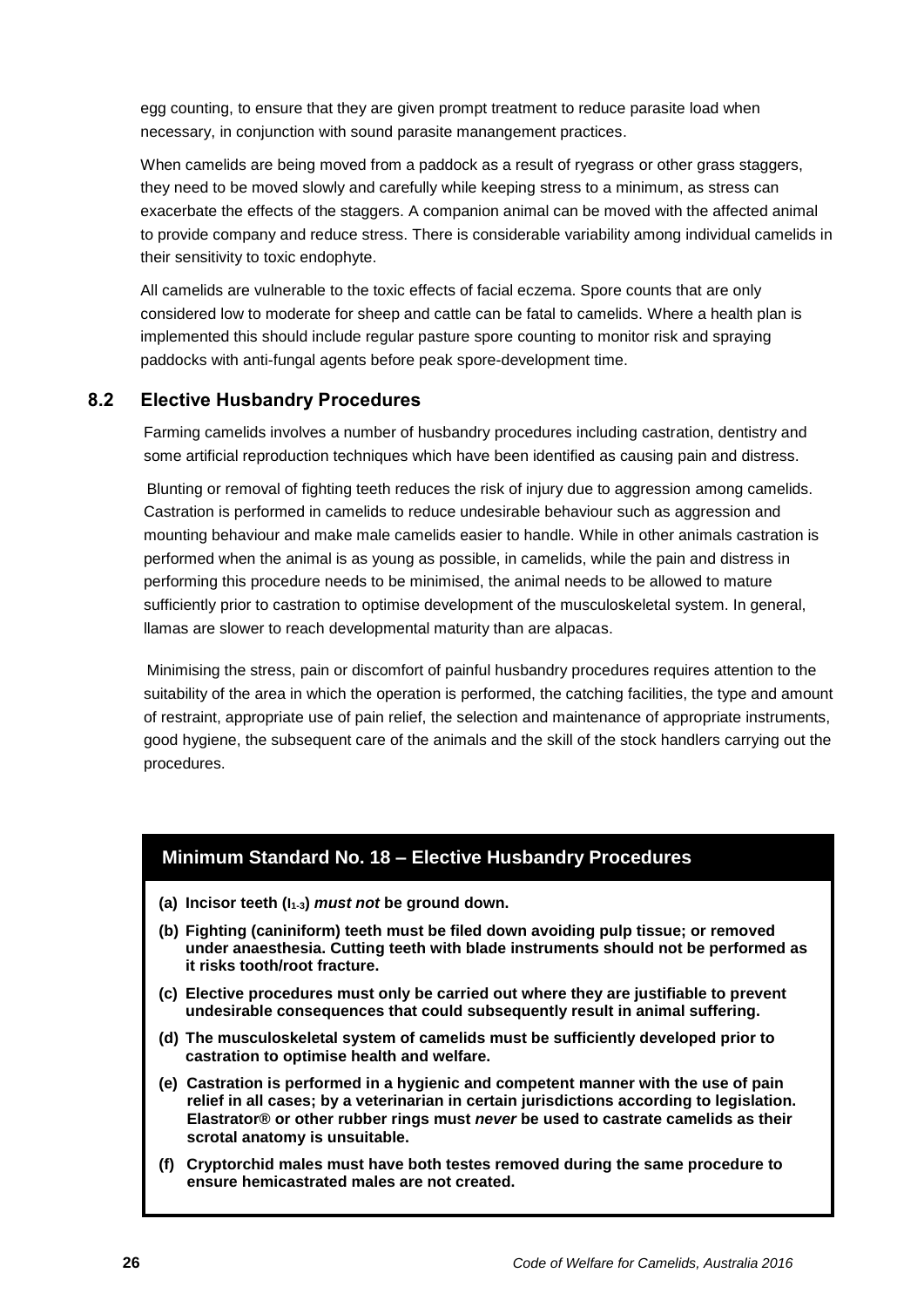egg counting, to ensure that they are given prompt treatment to reduce parasite load when necessary, in conjunction with sound parasite manangement practices.

When camelids are being moved from a paddock as a result of ryegrass or other grass staggers, they need to be moved slowly and carefully while keeping stress to a minimum, as stress can exacerbate the effects of the staggers. A companion animal can be moved with the affected animal to provide company and reduce stress. There is considerable variability among individual camelids in their sensitivity to toxic endophyte.

All camelids are vulnerable to the toxic effects of facial eczema. Spore counts that are only considered low to moderate for sheep and cattle can be fatal to camelids. Where a health plan is implemented this should include regular pasture spore counting to monitor risk and spraying paddocks with anti-fungal agents before peak spore-development time.

## 8.2 Elective Husbandry Procedures

Farming camelids involves a number of husbandry procedures including castration, dentistry and some artificial reproduction techniques which have been identified as causing pain and distress.

Blunting or removal of fighting teeth reduces the risk of injury due to aggression among camelids. Castration is performed in camelids to reduce undesirable behaviour such as aggression and mounting behaviour and make male camelids easier to handle. While in other animals castration is performed when the animal is as young as possible, in camelids, while the pain and distress in performing this procedure needs to be minimised, the animal needs to be allowed to mature sufficiently prior to castration to optimise development of the musculoskeletal system. In general, llamas are slower to reach developmental maturity than are alpacas.

Minimising the stress, pain or discomfort of painful husbandry procedures requires attention to the suitability of the area in which the operation is performed, the catching facilities, the type and amount of restraint, appropriate use of pain relief, the selection and maintenance of appropriate instruments, good hygiene, the subsequent care of the animals and the skill of the stock handlers carrying out the procedures.

### Minimum Standard No. 18 – Elective Husbandry Procedures

**(a) Incisor teeth ($I_{1-3}$) *must not* be ground down.**

**(b) Fighting (caniniform) teeth must be filed down avoiding pulp tissue; or removed under anaesthesia. Cutting teeth with blade instruments should not be performed as it risks tooth/root fracture.**

**(c) Elective procedures must only be carried out where they are justifiable to prevent undesirable consequences that could subsequently result in animal suffering.**

**(d) The musculoskeletal system of camelids must be sufficiently developed prior to castration to optimise health and welfare.**

**(e) Castration is performed in a hygienic and competent manner with the use of pain relief in all cases; by a veterinarian in certain jurisdictions according to legislation. Elastrator® or other rubber rings must *never* be used to castrate camelids as their scrotal anatomy is unsuitable.**

**(f) Cryptorchid males must have both testes removed during the same procedure to ensure hemicastrated males are not created.**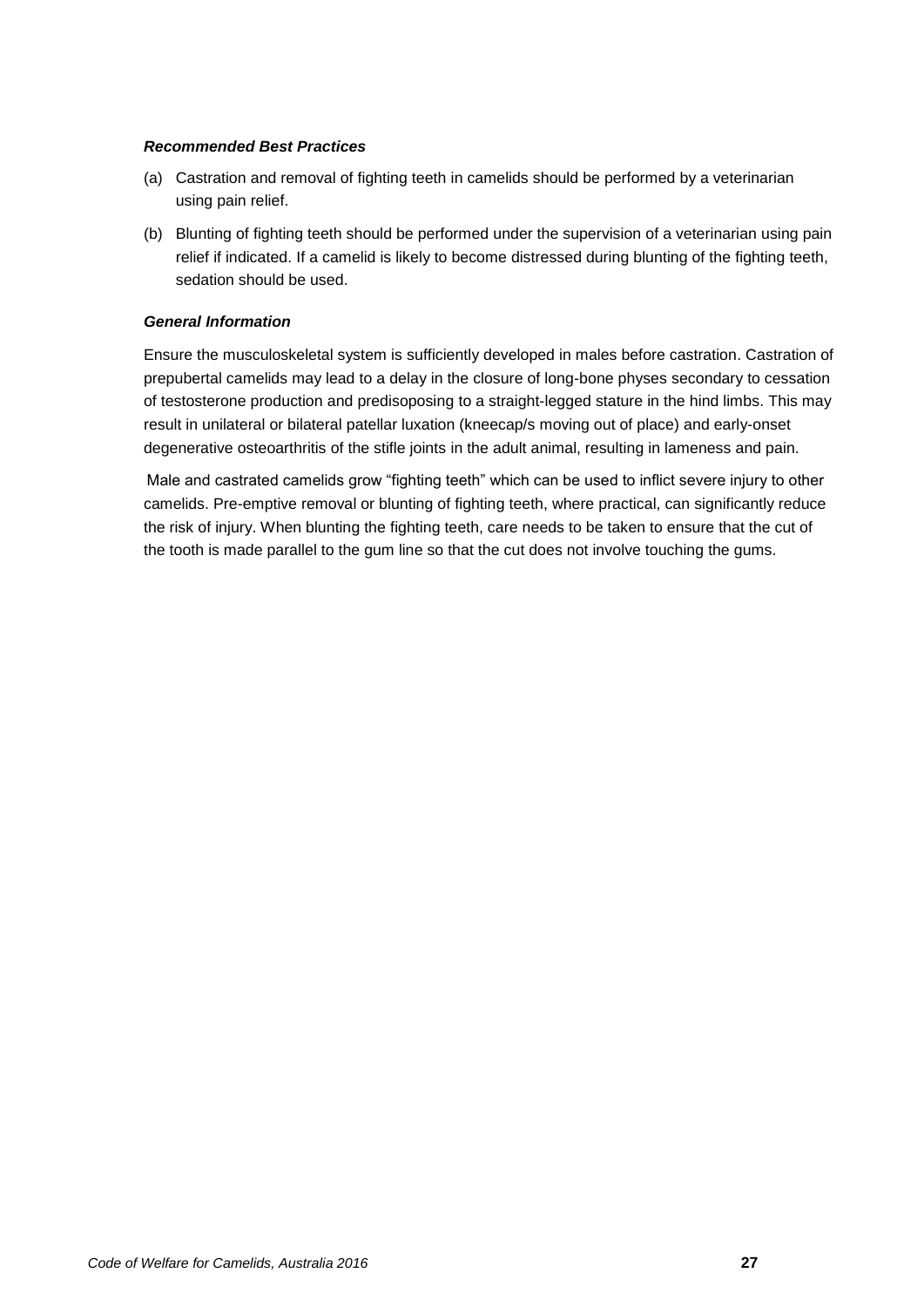#### *Recommended Best Practices*

(a) Castration and removal of fighting teeth in camelids should be performed by a veterinarian using pain relief.

(b) Blunting of fighting teeth should be performed under the supervision of a veterinarian using pain relief if indicated. If a camelid is likely to become distressed during blunting of the fighting teeth, sedation should be used.

#### *General Information*

Ensure the musculoskeletal system is sufficiently developed in males before castration. Castration of prepubertal camelids may lead to a delay in the closure of long-bone physes secondary to cessation of testosterone production and predisoposing to a straight-legged stature in the hind limbs. This may result in unilateral or bilateral patellar luxation (kneecap/s moving out of place) and early-onset degenerative osteoarthritis of the stifle joints in the adult animal, resulting in lameness and pain.

Male and castrated camelids grow "fighting teeth" which can be used to inflict severe injury to other camelids. Pre-emptive removal or blunting of fighting teeth, where practical, can significantly reduce the risk of injury. When blunting the fighting teeth, care needs to be taken to ensure that the cut of the tooth is made parallel to the gum line so that the cut does not involve touching the gums.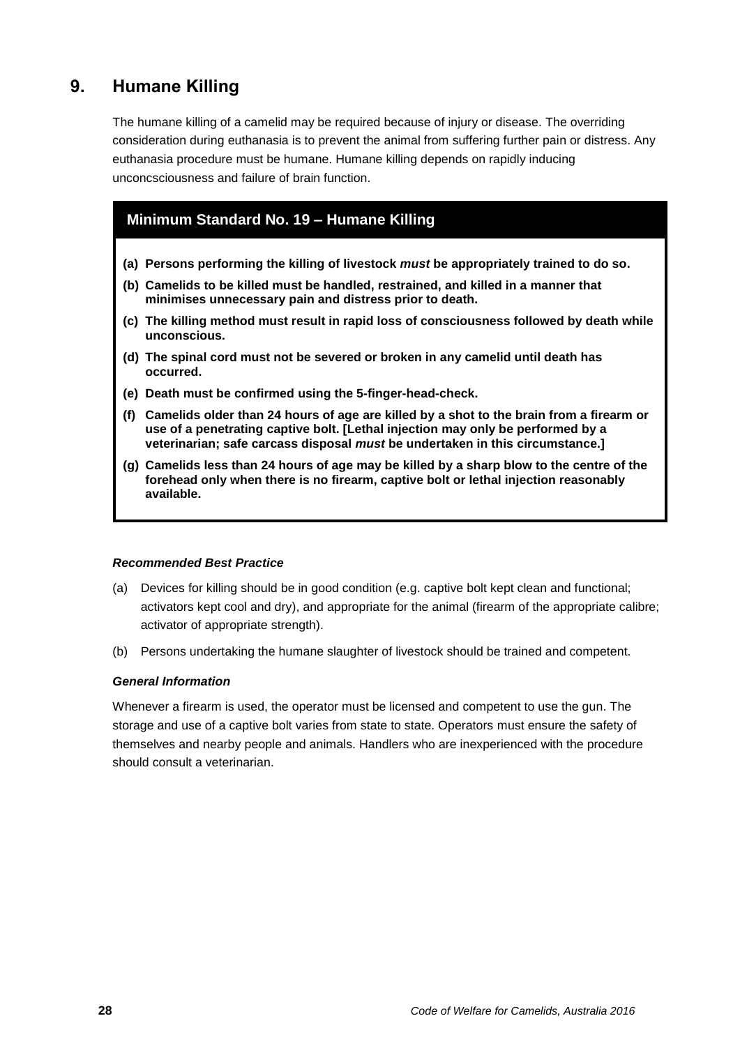## 9. Humane Killing

The humane killing of a camelid may be required because of injury or disease. The overriding consideration during euthanasia is to prevent the animal from suffering further pain or distress. Any euthanasia procedure must be humane. Humane killing depends on rapidly inducing unconcsciousness and failure of brain function.

### Minimum Standard No. 19 – Humane Killing

**(a) Persons performing the killing of livestock *must* be appropriately trained to do so.**

**(b) Camelids to be killed must be handled, restrained, and killed in a manner that minimises unnecessary pain and distress prior to death.**

**(c) The killing method must result in rapid loss of consciousness followed by death while unconscious.**

**(d) The spinal cord must not be severed or broken in any camelid until death has occurred.**

**(e) Death must be confirmed using the 5-finger-head-check.**

**(f) Camelids older than 24 hours of age are killed by a shot to the brain from a firearm or use of a penetrating captive bolt. [Lethal injection may only be performed by a veterinarian; safe carcass disposal *must* be undertaken in this circumstance.]**

**(g) Camelids less than 24 hours of age may be killed by a sharp blow to the centre of the forehead only when there is no firearm, captive bolt or lethal injection reasonably available.**

#### *Recommended Best Practice*

(a) Devices for killing should be in good condition (e.g. captive bolt kept clean and functional; activators kept cool and dry), and appropriate for the animal (firearm of the appropriate calibre; activator of appropriate strength).

(b) Persons undertaking the humane slaughter of livestock should be trained and competent.

#### *General Information*

Whenever a firearm is used, the operator must be licensed and competent to use the gun. The storage and use of a captive bolt varies from state to state. Operators must ensure the safety of themselves and nearby people and animals. Handlers who are inexperienced with the procedure should consult a veterinarian.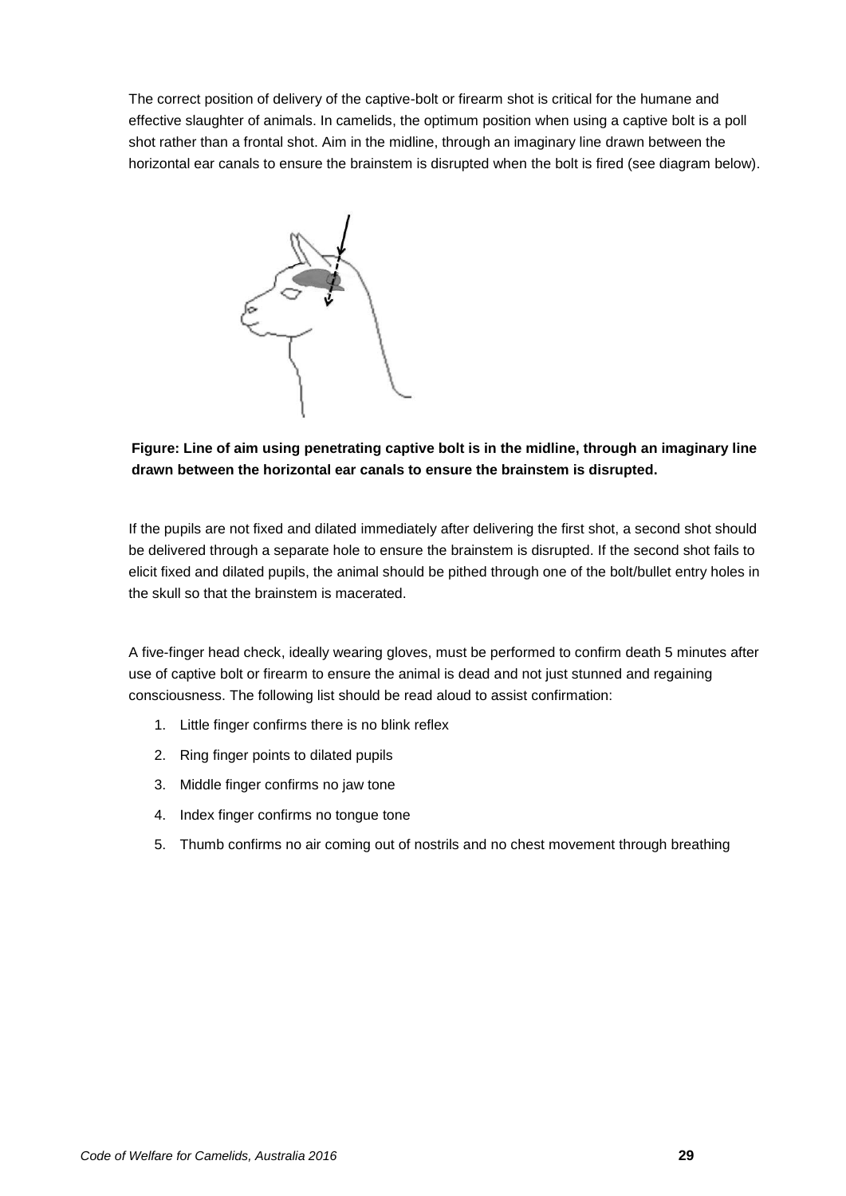The correct position of delivery of the captive-bolt or firearm shot is critical for the humane and effective slaughter of animals. In camelids, the optimum position when using a captive bolt is a poll shot rather than a frontal shot. Aim in the midline, through an imaginary line drawn between the horizontal ear canals to ensure the brainstem is disrupted when the bolt is fired (see diagram below).

**Figure: Line of aim using penetrating captive bolt is in the midline, through an imaginary line drawn between the horizontal ear canals to ensure the brainstem is disrupted.**

If the pupils are not fixed and dilated immediately after delivering the first shot, a second shot should be delivered through a separate hole to ensure the brainstem is disrupted. If the second shot fails to elicit fixed and dilated pupils, the animal should be pithed through one of the bolt/bullet entry holes in the skull so that the brainstem is macerated.

A five-finger head check, ideally wearing gloves, must be performed to confirm death 5 minutes after use of captive bolt or firearm to ensure the animal is dead and not just stunned and regaining consciousness. The following list should be read aloud to assist confirmation:

1. Little finger confirms there is no blink reflex
2. Ring finger points to dilated pupils
3. Middle finger confirms no jaw tone
4. Index finger confirms no tongue tone
5. Thumb confirms no air coming out of nostrils and no chest movement through breathing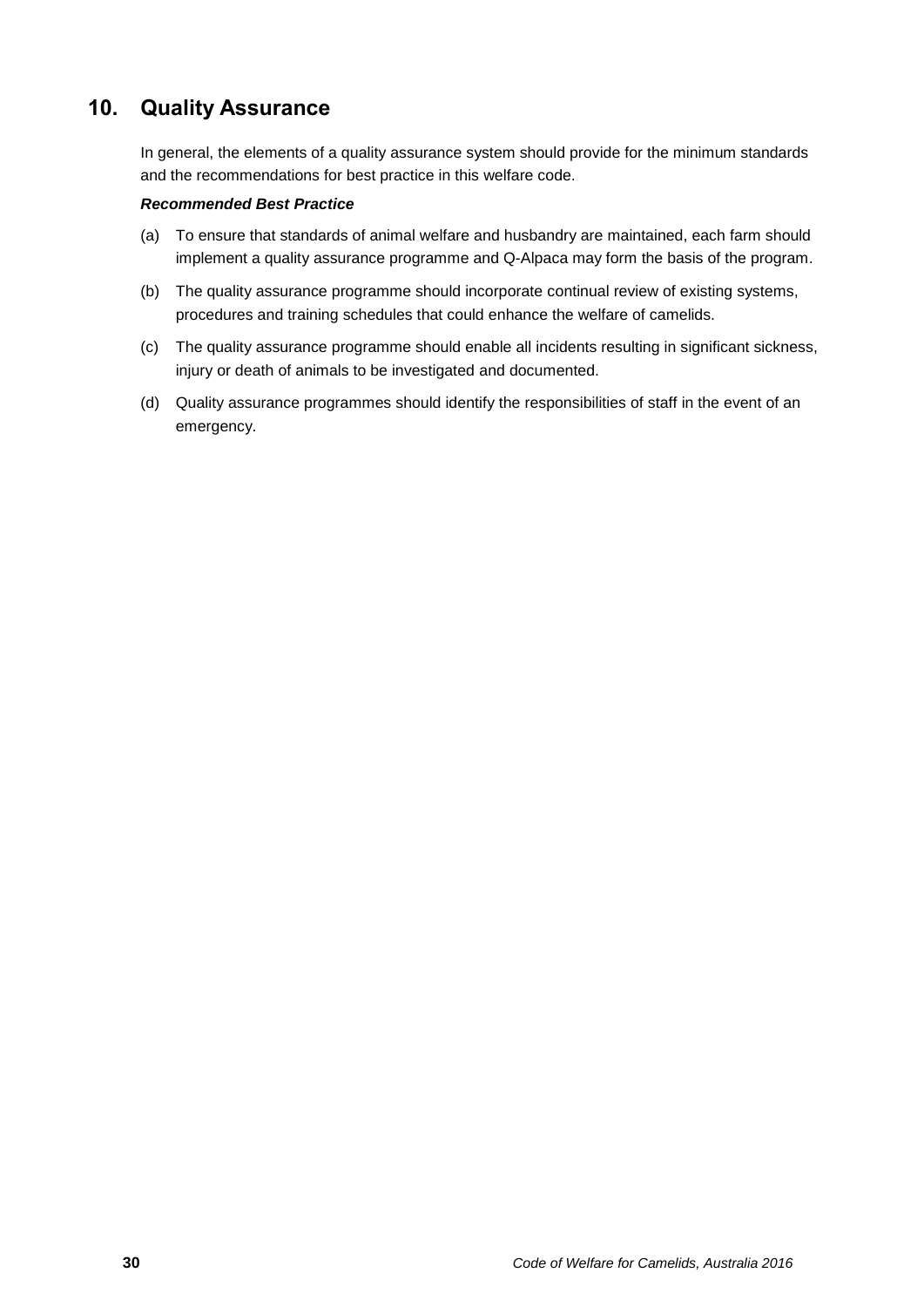## 10. Quality Assurance

In general, the elements of a quality assurance system should provide for the minimum standards and the recommendations for best practice in this welfare code.

***Recommended Best Practice***

(a) To ensure that standards of animal welfare and husbandry are maintained, each farm should implement a quality assurance programme and Q-Alpaca may form the basis of the program.

(b) The quality assurance programme should incorporate continual review of existing systems, procedures and training schedules that could enhance the welfare of camelids.

(c) The quality assurance programme should enable all incidents resulting in significant sickness, injury or death of animals to be investigated and documented.

(d) Quality assurance programmes should identify the responsibilities of staff in the event of an emergency.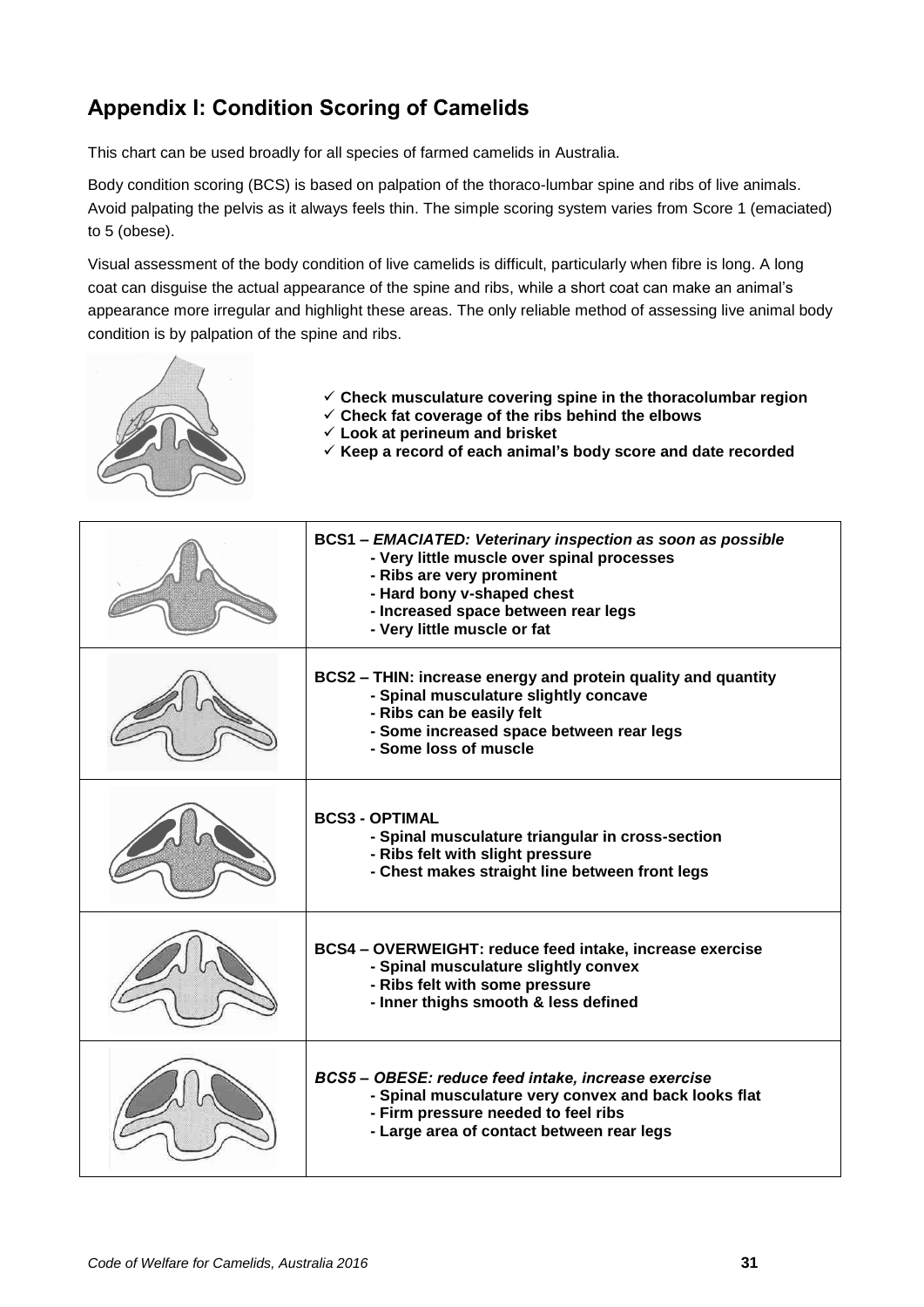## Appendix I: Condition Scoring of Camelids

This chart can be used broadly for all species of farmed camelids in Australia.

Body condition scoring (BCS) is based on palpation of the thoraco-lumbar spine and ribs of live animals. Avoid palpating the pelvis as it always feels thin. The simple scoring system varies from Score 1 (emaciated) to 5 (obese).

Visual assessment of the body condition of live camelids is difficult, particularly when fibre is long. A long coat can disguise the actual appearance of the spine and ribs, while a short coat can make an animal's appearance more irregular and highlight these areas. The only reliable method of assessing live animal body condition is by palpation of the spine and ribs.

- ✓ **Check musculature covering spine in the thoracolumbar region**
- ✓ **Check fat coverage of the ribs behind the elbows**
- ✓ **Look at perineum and brisket**
- ✓ **Keep a record of each animal's body score and date recorded**

| | |
|---|---|
| | **BCS1 – *EMACIATED: Veterinary inspection as soon as possible*** <br> **- Very little muscle over spinal processes** <br> **- Ribs are very prominent** <br> **- Hard bony v-shaped chest** <br> **- Increased space between rear legs** <br> **- Very little muscle or fat** |
| | **BCS2 – THIN: increase energy and protein quality and quantity** <br> **- Spinal musculature slightly concave** <br> **- Ribs can be easily felt** <br> **- Some increased space between rear legs** <br> **- Some loss of muscle** |
| | **BCS3 - OPTIMAL** <br> **- Spinal musculature triangular in cross-section** <br> **- Ribs felt with slight pressure** <br> **- Chest makes straight line between front legs** |
| | **BCS4 – OVERWEIGHT: reduce feed intake, increase exercise** <br> **- Spinal musculature slightly convex** <br> **- Ribs felt with some pressure** <br> **- Inner thighs smooth & less defined** |
| | ***BCS5 – OBESE: reduce feed intake, increase exercise*** <br> **- Spinal musculature very convex and back looks flat** <br> **- Firm pressure needed to feel ribs** <br> **- Large area of contact between rear legs** |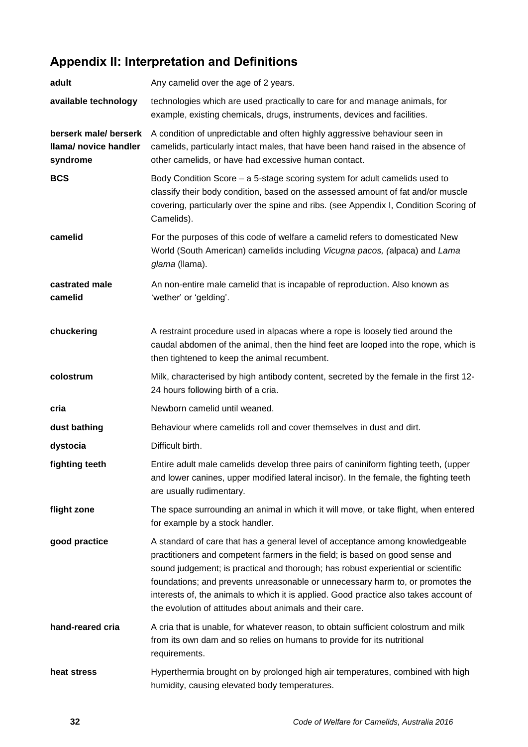## Appendix II: Interpretation and Definitions

| | |
|---|---|
| **adult** | Any camelid over the age of 2 years. |
| **available technology** | technologies which are used practically to care for and manage animals, for example, existing chemicals, drugs, instruments, devices and facilities. |
| **berserk male/ berserk llama/ novice handler syndrome** | A condition of unpredictable and often highly aggressive behaviour seen in camelids, particularly intact males, that have been hand raised in the absence of other camelids, or have had excessive human contact. |
| **BCS** | Body Condition Score – a 5-stage scoring system for adult camelids used to classify their body condition, based on the assessed amount of fat and/or muscle covering, particularly over the spine and ribs. (see Appendix I, Condition Scoring of Camelids). |
| **camelid** | For the purposes of this code of welfare a camelid refers to domesticated New World (South American) camelids including *Vicugna pacos, (*alpaca) and *Lama glama* (llama). |
| **castrated male camelid** | An non-entire male camelid that is incapable of reproduction. Also known as 'wether' or 'gelding'. |
| **chuckering** | A restraint procedure used in alpacas where a rope is loosely tied around the caudal abdomen of the animal, then the hind feet are looped into the rope, which is then tightened to keep the animal recumbent. |
| **colostrum** | Milk, characterised by high antibody content, secreted by the female in the first 12-24 hours following birth of a cria. |
| **cria** | Newborn camelid until weaned. |
| **dust bathing** | Behaviour where camelids roll and cover themselves in dust and dirt. |
| **dystocia** | Difficult birth. |
| **fighting teeth** | Entire adult male camelids develop three pairs of caniniform fighting teeth, (upper and lower canines, upper modified lateral incisor). In the female, the fighting teeth are usually rudimentary. |
| **flight zone** | The space surrounding an animal in which it will move, or take flight, when entered for example by a stock handler. |
| **good practice** | A standard of care that has a general level of acceptance among knowledgeable practitioners and competent farmers in the field; is based on good sense and sound judgement; is practical and thorough; has robust experiential or scientific foundations; and prevents unreasonable or unnecessary harm to, or promotes the interests of, the animals to which it is applied. Good practice also takes account of the evolution of attitudes about animals and their care. |
| **hand-reared cria** | A cria that is unable, for whatever reason, to obtain sufficient colostrum and milk from its own dam and so relies on humans to provide for its nutritional requirements. |
| **heat stress** | Hyperthermia brought on by prolonged high air temperatures, combined with high humidity, causing elevated body temperatures. |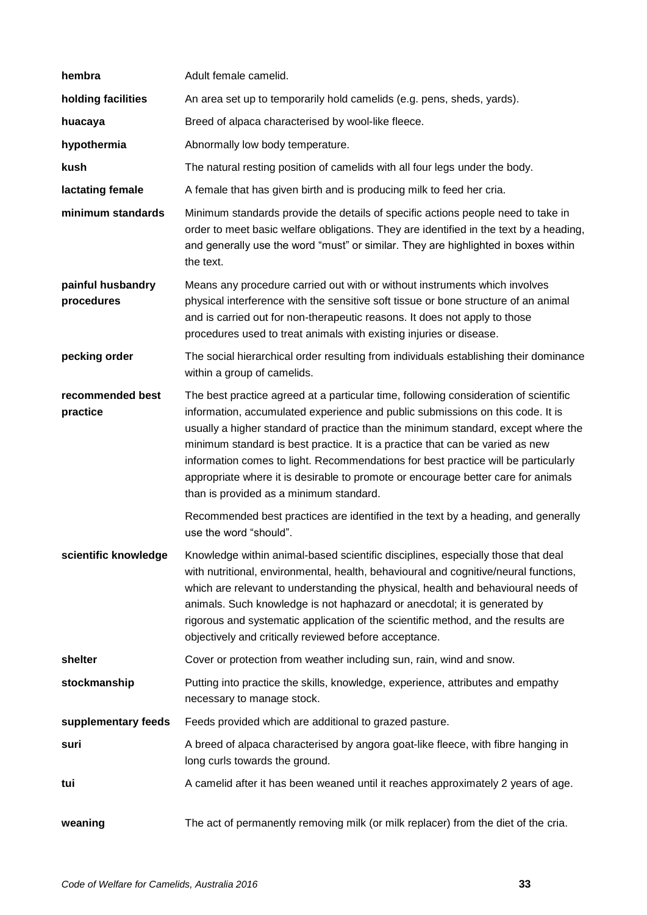| | |
|---|---|
| **hembra** | Adult female camelid. |
| **holding facilities** | An area set up to temporarily hold camelids (e.g. pens, sheds, yards). |
| **huacaya** | Breed of alpaca characterised by wool-like fleece. |
| **hypothermia** | Abnormally low body temperature. |
| **kush** | The natural resting position of camelids with all four legs under the body. |
| **lactating female** | A female that has given birth and is producing milk to feed her cria. |
| **minimum standards** | Minimum standards provide the details of specific actions people need to take in order to meet basic welfare obligations. They are identified in the text by a heading, and generally use the word "must" or similar. They are highlighted in boxes within the text. |
| **painful husbandry procedures** | Means any procedure carried out with or without instruments which involves physical interference with the sensitive soft tissue or bone structure of an animal and is carried out for non-therapeutic reasons. It does not apply to those procedures used to treat animals with existing injuries or disease. |
| **pecking order** | The social hierarchical order resulting from individuals establishing their dominance within a group of camelids. |
| **recommended best practice** | The best practice agreed at a particular time, following consideration of scientific information, accumulated experience and public submissions on this code. It is usually a higher standard of practice than the minimum standard, except where the minimum standard is best practice. It is a practice that can be varied as new information comes to light. Recommendations for best practice will be particularly appropriate where it is desirable to promote or encourage better care for animals than is provided as a minimum standard.<br><br>Recommended best practices are identified in the text by a heading, and generally use the word "should". |
| **scientific knowledge** | Knowledge within animal-based scientific disciplines, especially those that deal with nutritional, environmental, health, behavioural and cognitive/neural functions, which are relevant to understanding the physical, health and behavioural needs of animals. Such knowledge is not haphazard or anecdotal; it is generated by rigorous and systematic application of the scientific method, and the results are objectively and critically reviewed before acceptance. |
| **shelter** | Cover or protection from weather including sun, rain, wind and snow. |
| **stockmanship** | Putting into practice the skills, knowledge, experience, attributes and empathy necessary to manage stock. |
| **supplementary feeds** | Feeds provided which are additional to grazed pasture. |
| **suri** | A breed of alpaca characterised by angora goat-like fleece, with fibre hanging in long curls towards the ground. |
| **tui** | A camelid after it has been weaned until it reaches approximately 2 years of age. |
| **weaning** | The act of permanently removing milk (or milk replacer) from the diet of the cria. |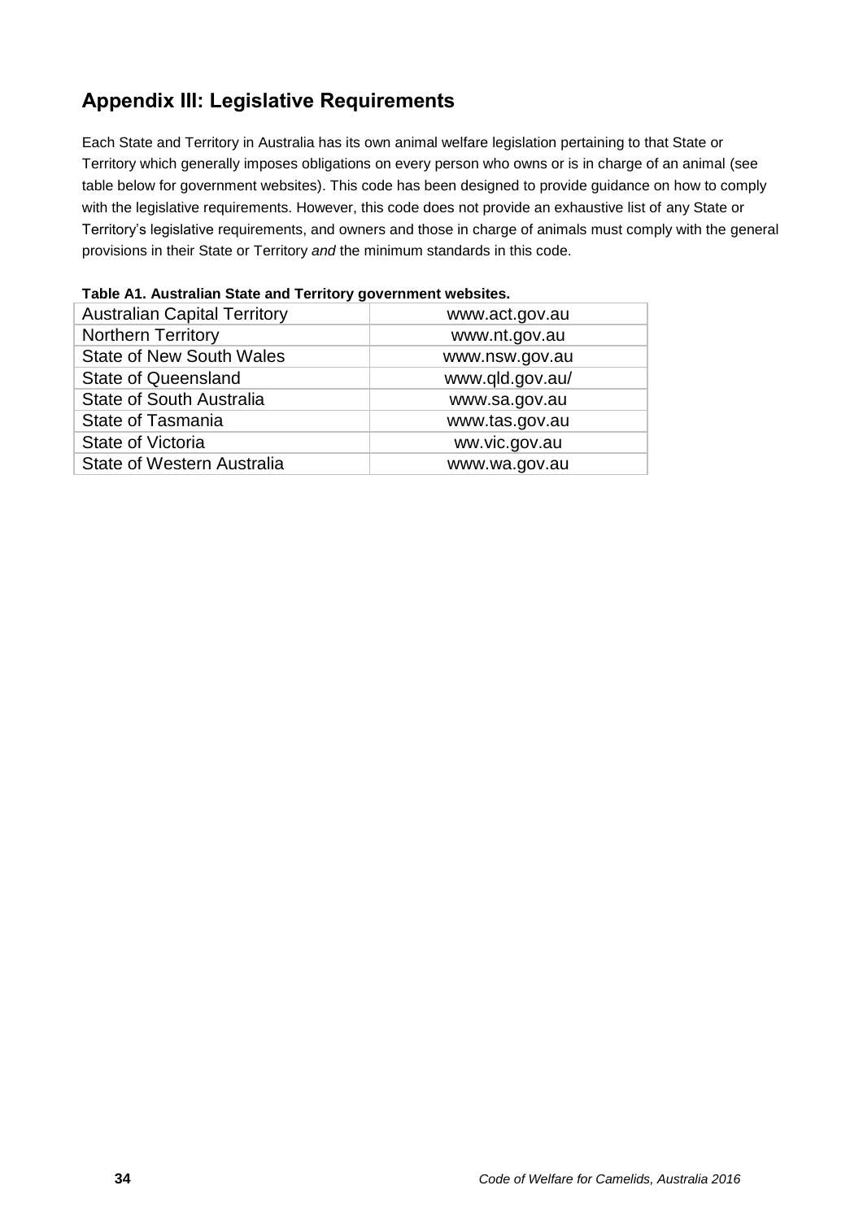## Appendix III: Legislative Requirements

Each State and Territory in Australia has its own animal welfare legislation pertaining to that State or Territory which generally imposes obligations on every person who owns or is in charge of an animal (see table below for government websites). This code has been designed to provide guidance on how to comply with the legislative requirements. However, this code does not provide an exhaustive list of any State or Territory's legislative requirements, and owners and those in charge of animals must comply with the general provisions in their State or Territory *and* the minimum standards in this code.

**Table A1. Australian State and Territory government websites.**

| | |
|---|---|
| Australian Capital Territory | www.act.gov.au |
| Northern Territory | www.nt.gov.au |
| State of New South Wales | www.nsw.gov.au |
| State of Queensland | www.qld.gov.au/ |
| State of South Australia | www.sa.gov.au |
| State of Tasmania | www.tas.gov.au |
| State of Victoria | ww.vic.gov.au |
| State of Western Australia | www.wa.gov.au |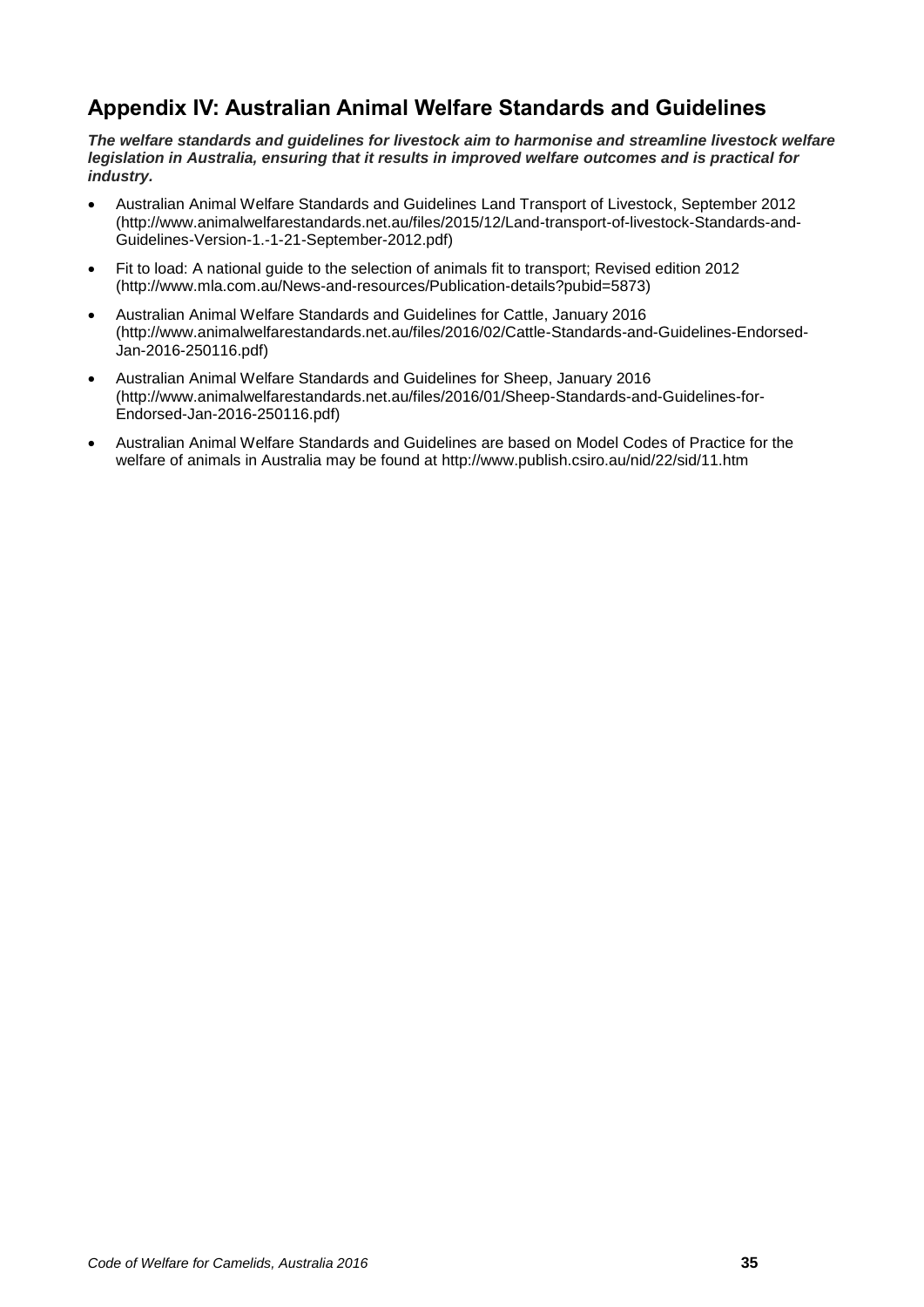## Appendix IV: Australian Animal Welfare Standards and Guidelines

***The welfare standards and guidelines for livestock aim to harmonise and streamline livestock welfare legislation in Australia, ensuring that it results in improved welfare outcomes and is practical for industry.***

- Australian Animal Welfare Standards and Guidelines Land Transport of Livestock, September 2012 (http://www.animalwelfarestandards.net.au/files/2015/12/Land-transport-of-livestock-Standards-and-Guidelines-Version-1.-1-21-September-2012.pdf)
- Fit to load: A national guide to the selection of animals fit to transport; Revised edition 2012 (http://www.mla.com.au/News-and-resources/Publication-details?pubid=5873)
- Australian Animal Welfare Standards and Guidelines for Cattle, January 2016 (http://www.animalwelfarestandards.net.au/files/2016/02/Cattle-Standards-and-Guidelines-Endorsed-Jan-2016-250116.pdf)
- Australian Animal Welfare Standards and Guidelines for Sheep, January 2016 (http://www.animalwelfarestandards.net.au/files/2016/01/Sheep-Standards-and-Guidelines-for-Endorsed-Jan-2016-250116.pdf)
- Australian Animal Welfare Standards and Guidelines are based on Model Codes of Practice for the welfare of animals in Australia may be found at http://www.publish.csiro.au/nid/22/sid/11.htm